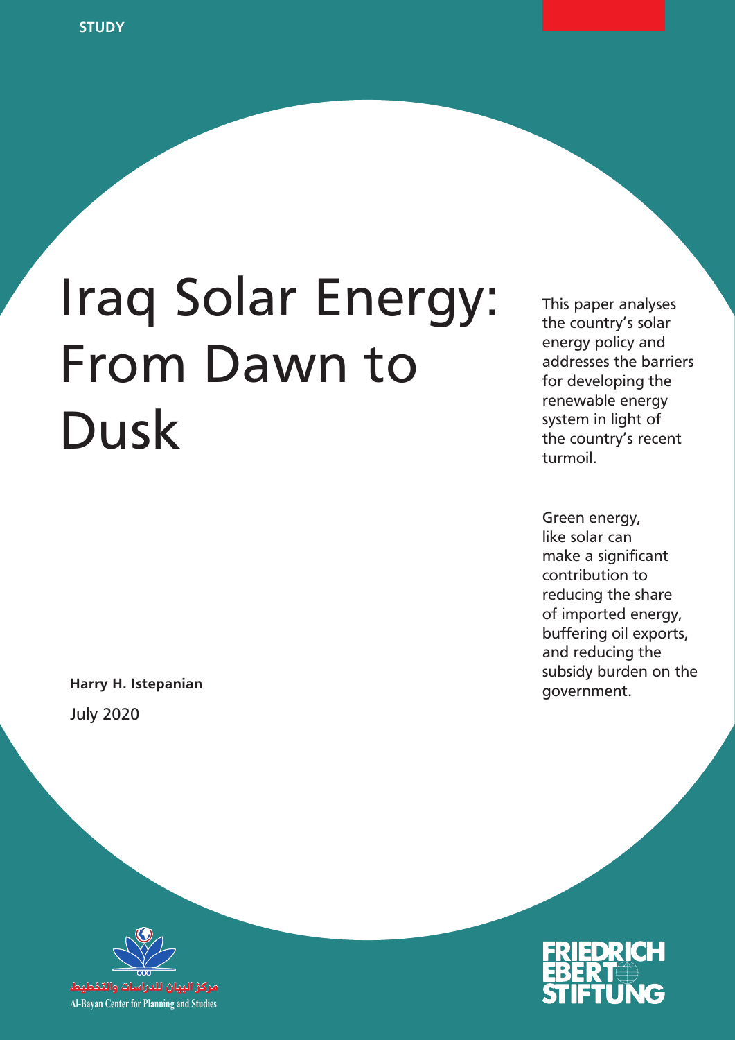STUDY

# Iraq Solar Energy: From Dawn to Dusk

This paper analyses the country's solar energy policy and addresses the barriers for developing the renewable energy system in light of the country's recent turmoil.

Green energy, like solar can make a significant contribution to reducing the share of imported energy, buffering oil exports, and reducing the subsidy burden on the government.

**Harry H. Istepanian**

July 2020

مركز البيان للدراسات والتخطيط

Al-Bayan Center for Planning and Studies

FRIEDRICH EBERT STIFTUNG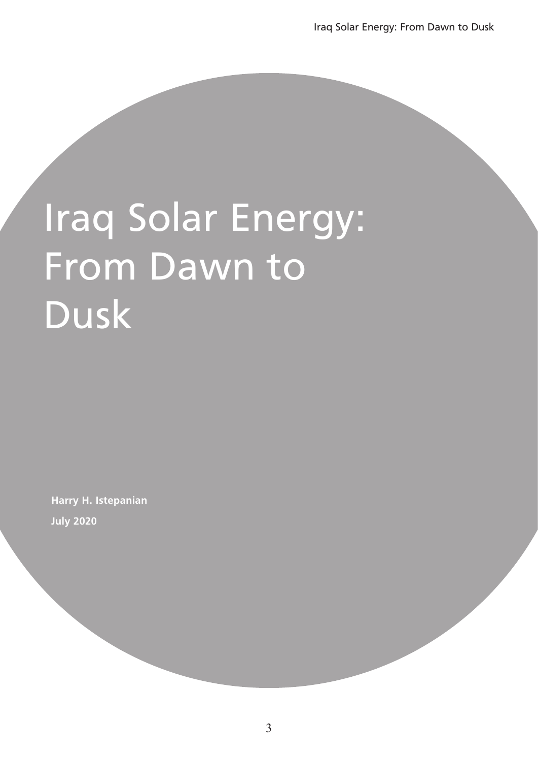# Iraq Solar Energy: From Dawn to Dusk

**Harry H. Istepanian**

**July 2020**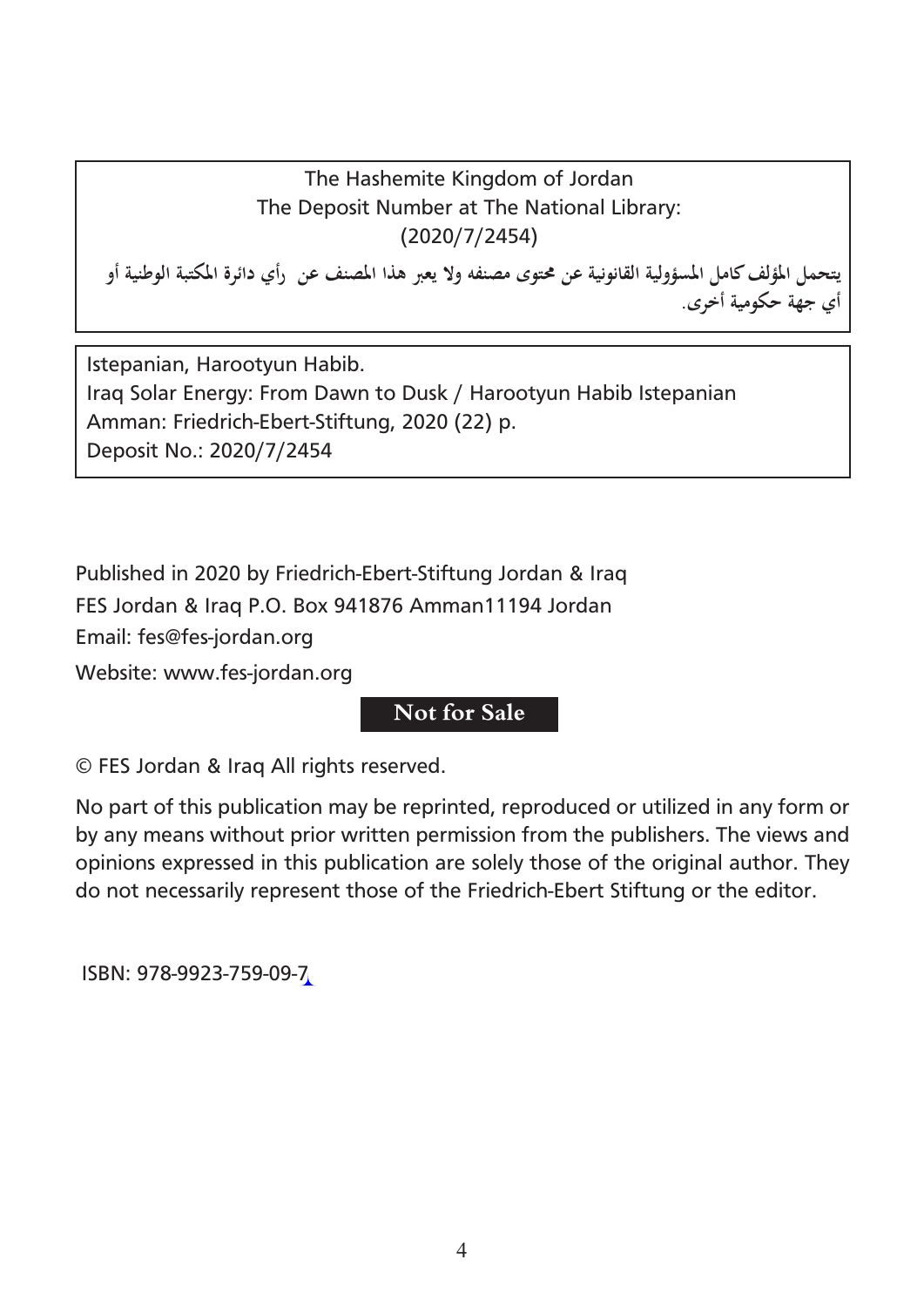The Hashemite Kingdom of Jordan
The Deposit Number at The National Library:
(2020/7/2454)

يتحمل المؤلف كامل المسؤولية القانونية عن محتوى مصنفه ولا يعبر هذا المصنف عن رأي دائرة المكتبة الوطنية أو أي جهة حكومية أخرى.

Istepanian, Harootyun Habib.
Iraq Solar Energy: From Dawn to Dusk / Harootyun Habib Istepanian
Amman: Friedrich-Ebert-Stiftung, 2020 (22) p.
Deposit No.: 2020/7/2454

Published in 2020 by Friedrich-Ebert-Stiftung Jordan & Iraq
FES Jordan & Iraq P.O. Box 941876 Amman11194 Jordan
Email: fes@fes-jordan.org
Website: www.fes-jordan.org

**Not for Sale**

© FES Jordan & Iraq All rights reserved.

No part of this publication may be reprinted, reproduced or utilized in any form or by any means without prior written permission from the publishers. The views and opinions expressed in this publication are solely those of the original author. They do not necessarily represent those of the Friedrich-Ebert Stiftung or the editor.

ISBN: 978-9923-759-09-7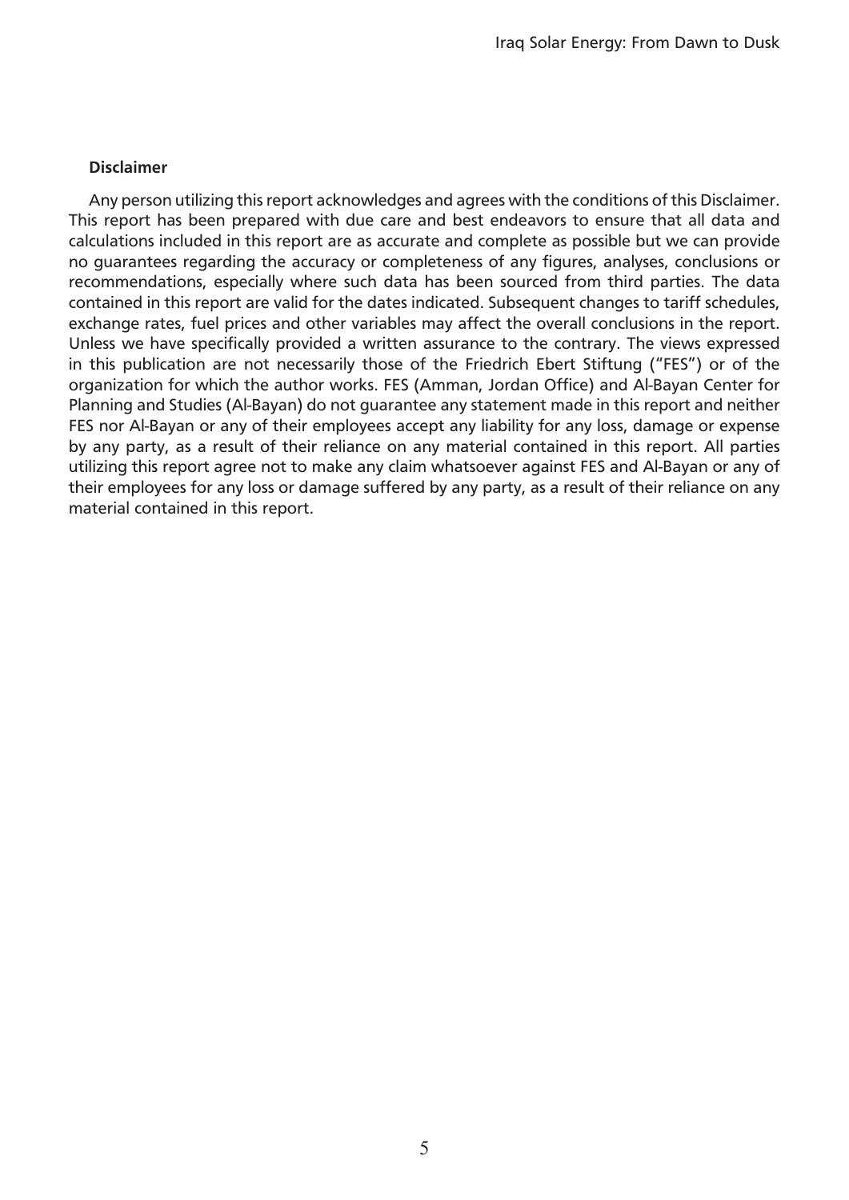**Disclaimer**

Any person utilizing this report acknowledges and agrees with the conditions of this Disclaimer. This report has been prepared with due care and best endeavors to ensure that all data and calculations included in this report are as accurate and complete as possible but we can provide no guarantees regarding the accuracy or completeness of any figures, analyses, conclusions or recommendations, especially where such data has been sourced from third parties. The data contained in this report are valid for the dates indicated. Subsequent changes to tariff schedules, exchange rates, fuel prices and other variables may affect the overall conclusions in the report. Unless we have specifically provided a written assurance to the contrary. The views expressed in this publication are not necessarily those of the Friedrich Ebert Stiftung ("FES") or of the organization for which the author works. FES (Amman, Jordan Office) and Al-Bayan Center for Planning and Studies (Al-Bayan) do not guarantee any statement made in this report and neither FES nor Al-Bayan or any of their employees accept any liability for any loss, damage or expense by any party, as a result of their reliance on any material contained in this report. All parties utilizing this report agree not to make any claim whatsoever against FES and Al-Bayan or any of their employees for any loss or damage suffered by any party, as a result of their reliance on any material contained in this report.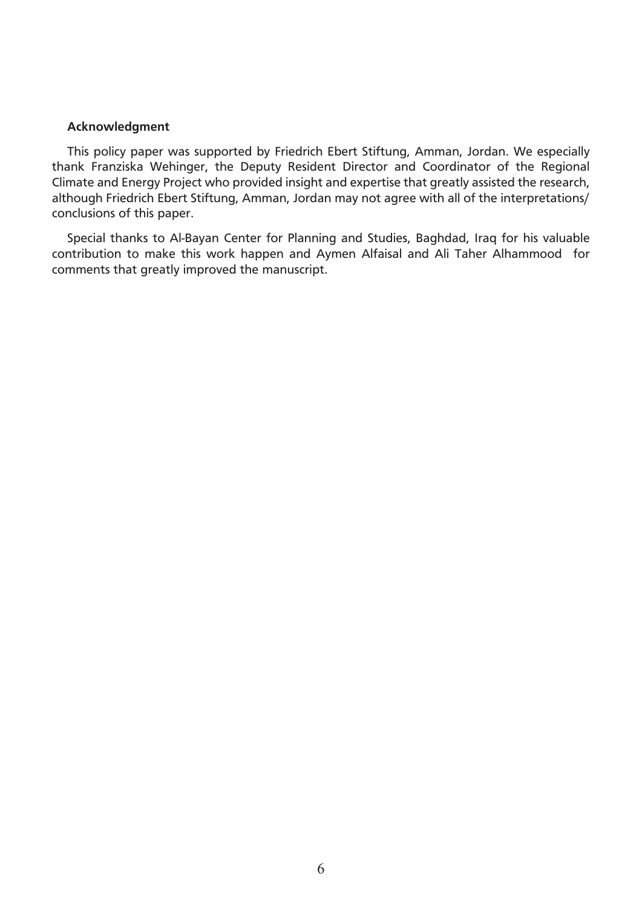**Acknowledgment**

This policy paper was supported by Friedrich Ebert Stiftung, Amman, Jordan. We especially thank Franziska Wehinger, the Deputy Resident Director and Coordinator of the Regional Climate and Energy Project who provided insight and expertise that greatly assisted the research, although Friedrich Ebert Stiftung, Amman, Jordan may not agree with all of the interpretations/ conclusions of this paper.

Special thanks to Al-Bayan Center for Planning and Studies, Baghdad, Iraq for his valuable contribution to make this work happen and Aymen Alfaisal and Ali Taher Alhammood for comments that greatly improved the manuscript.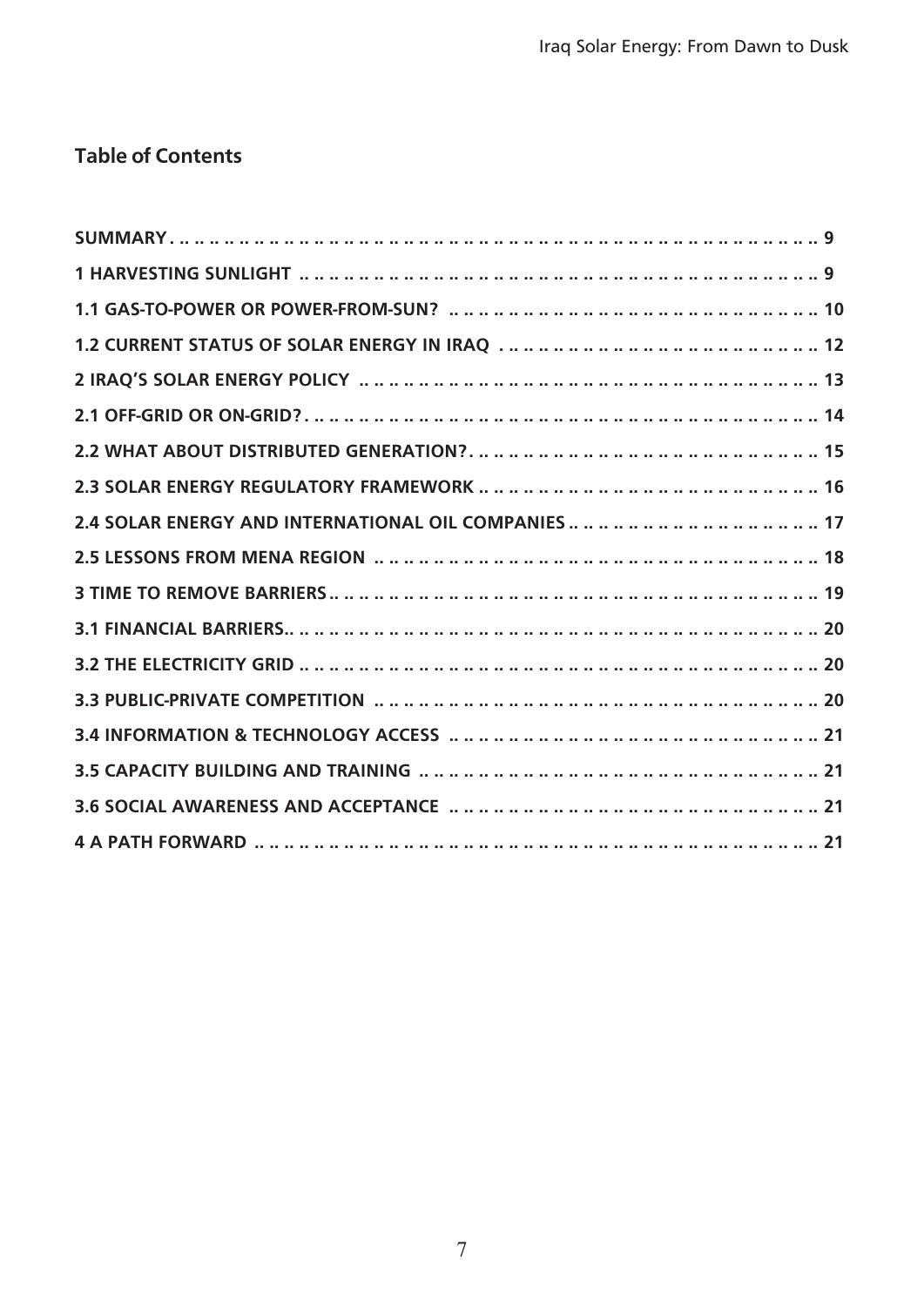## Table of Contents

| | |
|---|---|
| **SUMMARY** | **9** |
| **1 HARVESTING SUNLIGHT** | **9** |
| **1.1 GAS-TO-POWER OR POWER-FROM-SUN?** | **10** |
| **1.2 CURRENT STATUS OF SOLAR ENERGY IN IRAQ** | **12** |
| **2 IRAQ'S SOLAR ENERGY POLICY** | **13** |
| **2.1 OFF-GRID OR ON-GRID?** | **14** |
| **2.2 WHAT ABOUT DISTRIBUTED GENERATION?** | **15** |
| **2.3 SOLAR ENERGY REGULATORY FRAMEWORK** | **16** |
| **2.4 SOLAR ENERGY AND INTERNATIONAL OIL COMPANIES** | **17** |
| **2.5 LESSONS FROM MENA REGION** | **18** |
| **3 TIME TO REMOVE BARRIERS** | **19** |
| **3.1 FINANCIAL BARRIERS** | **20** |
| **3.2 THE ELECTRICITY GRID** | **20** |
| **3.3 PUBLIC-PRIVATE COMPETITION** | **20** |
| **3.4 INFORMATION & TECHNOLOGY ACCESS** | **21** |
| **3.5 CAPACITY BUILDING AND TRAINING** | **21** |
| **3.6 SOCIAL AWARENESS AND ACCEPTANCE** | **21** |
| **4 A PATH FORWARD** | **21** |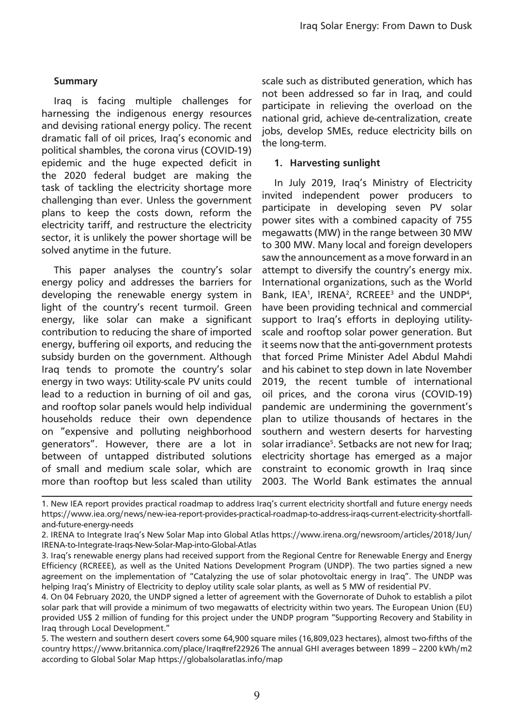### Summary

Iraq is facing multiple challenges for harnessing the indigenous energy resources and devising rational energy policy. The recent dramatic fall of oil prices, Iraq's economic and political shambles, the corona virus (COVID-19) epidemic and the huge expected deficit in the 2020 federal budget are making the task of tackling the electricity shortage more challenging than ever. Unless the government plans to keep the costs down, reform the electricity tariff, and restructure the electricity sector, it is unlikely the power shortage will be solved anytime in the future.

This paper analyses the country's solar energy policy and addresses the barriers for developing the renewable energy system in light of the country's recent turmoil. Green energy, like solar can make a significant contribution to reducing the share of imported energy, buffering oil exports, and reducing the subsidy burden on the government. Although Iraq tends to promote the country's solar energy in two ways: Utility-scale PV units could lead to a reduction in burning of oil and gas, and rooftop solar panels would help individual households reduce their own dependence on "expensive and polluting neighborhood generators". However, there are a lot in between of untapped distributed solutions of small and medium scale solar, which are more than rooftop but less scaled than utility scale such as distributed generation, which has not been addressed so far in Iraq, and could participate in relieving the overload on the national grid, achieve de-centralization, create jobs, develop SMEs, reduce electricity bills on the long-term.

### 1. Harvesting sunlight

In July 2019, Iraq's Ministry of Electricity invited independent power producers to participate in developing seven PV solar power sites with a combined capacity of 755 megawatts (MW) in the range between 30 MW to 300 MW. Many local and foreign developers saw the announcement as a move forward in an attempt to diversify the country's energy mix. International organizations, such as the World Bank, IEA[1], IRENA[2], RCREEE[3] and the UNDP[4], have been providing technical and commercial support to Iraq's efforts in deploying utility-scale and rooftop solar power generation. But it seems now that the anti-government protests that forced Prime Minister Adel Abdul Mahdi and his cabinet to step down in late November 2019, the recent tumble of international oil prices, and the corona virus (COVID-19) pandemic are undermining the government's plan to utilize thousands of hectares in the southern and western deserts for harvesting solar irradiance[5]. Setbacks are not new for Iraq; electricity shortage has emerged as a major constraint to economic growth in Iraq since 2003. The World Bank estimates the annual

---

1. New IEA report provides practical roadmap to address Iraq's current electricity shortfall and future energy needs https://www.iea.org/news/new-iea-report-provides-practical-roadmap-to-address-iraqs-current-electricity-shortfall-and-future-energy-needs

2. IRENA to Integrate Iraq's New Solar Map into Global Atlas https://www.irena.org/newsroom/articles/2018/Jun/IRENA-to-Integrate-Iraqs-New-Solar-Map-into-Global-Atlas

3. Iraq's renewable energy plans had received support from the Regional Centre for Renewable Energy and Energy Efficiency (RCREEE), as well as the United Nations Development Program (UNDP). The two parties signed a new agreement on the implementation of "Catalyzing the use of solar photovoltaic energy in Iraq". The UNDP was helping Iraq's Ministry of Electricity to deploy utility scale solar plants, as well as 5 MW of residential PV.

4. On 04 February 2020, the UNDP signed a letter of agreement with the Governorate of Duhok to establish a pilot solar park that will provide a minimum of two megawatts of electricity within two years. The European Union (EU) provided US$ 2 million of funding for this project under the UNDP program "Supporting Recovery and Stability in Iraq through Local Development."

5. The western and southern desert covers some 64,900 square miles (16,809,023 hectares), almost two-fifths of the country https://www.britannica.com/place/Iraq#ref22926 The annual GHI averages between 1899 – 2200 kWh/m2 according to Global Solar Map https://globalsolaratlas.info/map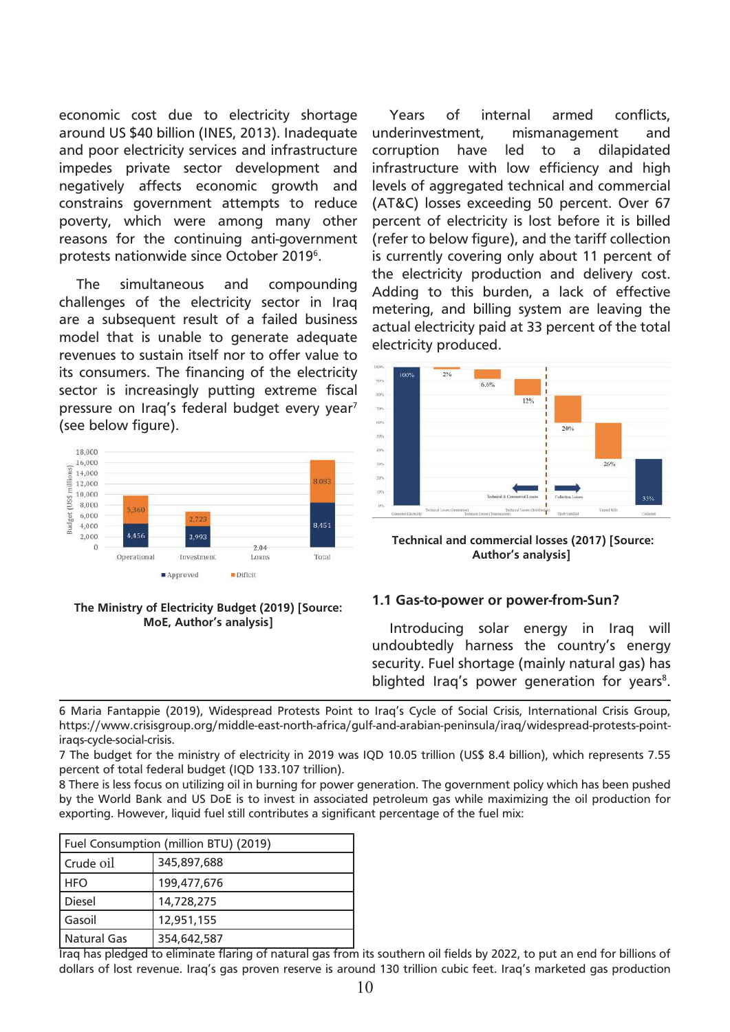economic cost due to electricity shortage around US $40 billion (INES, 2013). Inadequate and poor electricity services and infrastructure impedes private sector development and negatively affects economic growth and constrains government attempts to reduce poverty, which were among many other reasons for the continuing anti-government protests nationwide since October 2019[6].

The simultaneous and compounding challenges of the electricity sector in Iraq are a subsequent result of a failed business model that is unable to generate adequate revenues to sustain itself nor to offer value to its consumers. The financing of the electricity sector is increasingly putting extreme fiscal pressure on Iraq's federal budget every year[7] (see below figure).

**The Ministry of Electricity Budget (2019) [Source: MoE, Author's analysis]**

Years of internal armed conflicts, underinvestment, mismanagement and corruption have led to a dilapidated infrastructure with low efficiency and high levels of aggregated technical and commercial (AT&C) losses exceeding 50 percent. Over 67 percent of electricity is lost before it is billed (refer to below figure), and the tariff collection is currently covering only about 11 percent of the electricity production and delivery cost. Adding to this burden, a lack of effective metering, and billing system are leaving the actual electricity paid at 33 percent of the total electricity produced.

**Technical and commercial losses (2017) [Source: Author's analysis]**

### 1.1 Gas-to-power or power-from-Sun?

Introducing solar energy in Iraq will undoubtedly harness the country's energy security. Fuel shortage (mainly natural gas) has blighted Iraq's power generation for years[8].

---

6 Maria Fantappie (2019), Widespread Protests Point to Iraq's Cycle of Social Crisis, International Crisis Group, https://www.crisisgroup.org/middle-east-north-africa/gulf-and-arabian-peninsula/iraq/widespread-protests-point-iraqs-cycle-social-crisis.

7 The budget for the ministry of electricity in 2019 was IQD 10.05 trillion (US$ 8.4 billion), which represents 7.55 percent of total federal budget (IQD 133.107 trillion).

8 There is less focus on utilizing oil in burning for power generation. The government policy which has been pushed by the World Bank and US DoE is to invest in associated petroleum gas while maximizing the oil production for exporting. However, liquid fuel still contributes a significant percentage of the fuel mix:

| Fuel Consumption (million BTU) (2019) | |
|---|---|
| Crude oil | 345,897,688 |
| HFO | 199,477,676 |
| Diesel | 14,728,275 |
| Gasoil | 12,951,155 |
| Natural Gas | 354,642,587 |

Iraq has pledged to eliminate flaring of natural gas from its southern oil fields by 2022, to put an end for billions of dollars of lost revenue. Iraq's gas proven reserve is around 130 trillion cubic feet. Iraq's marketed gas production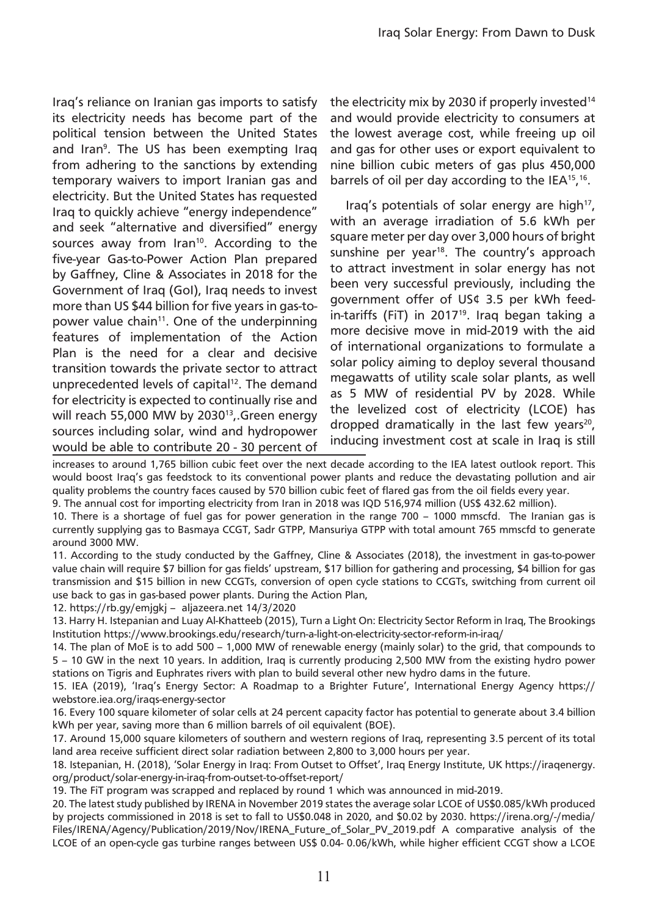Iraq's reliance on Iranian gas imports to satisfy its electricity needs has become part of the political tension between the United States and Iran[9]. The US has been exempting Iraq from adhering to the sanctions by extending temporary waivers to import Iranian gas and electricity. But the United States has requested Iraq to quickly achieve "energy independence" and seek "alternative and diversified" energy sources away from Iran[10]. According to the five-year Gas-to-Power Action Plan prepared by Gaffney, Cline & Associates in 2018 for the Government of Iraq (GoI), Iraq needs to invest more than US $44 billion for five years in gas-to-power value chain[11]. One of the underpinning features of implementation of the Action Plan is the need for a clear and decisive transition towards the private sector to attract unprecedented levels of capital[12]. The demand for electricity is expected to continually rise and will reach 55,000 MW by 2030[13],.Green energy sources including solar, wind and hydropower would be able to contribute 20 - 30 percent of the electricity mix by 2030 if properly invested[14] and would provide electricity to consumers at the lowest average cost, while freeing up oil and gas for other uses or export equivalent to nine billion cubic meters of gas plus 450,000 barrels of oil per day according to the IEA[15],[16].

Iraq's potentials of solar energy are high[17], with an average irradiation of 5.6 kWh per square meter per day over 3,000 hours of bright sunshine per year[18]. The country's approach to attract investment in solar energy has not been very successful previously, including the government offer of US¢ 3.5 per kWh feed-in-tariffs (FiT) in 2017[19]. Iraq began taking a more decisive move in mid-2019 with the aid of international organizations to formulate a solar policy aiming to deploy several thousand megawatts of utility scale solar plants, as well as 5 MW of residential PV by 2028. While the levelized cost of electricity (LCOE) has dropped dramatically in the last few years[20], inducing investment cost at scale in Iraq is still

---

increases to around 1,765 billion cubic feet over the next decade according to the IEA latest outlook report. This would boost Iraq's gas feedstock to its conventional power plants and reduce the devastating pollution and air quality problems the country faces caused by 570 billion cubic feet of flared gas from the oil fields every year.

9. The annual cost for importing electricity from Iran in 2018 was IQD 516,974 million (US$ 432.62 million).

10. There is a shortage of fuel gas for power generation in the range 700 – 1000 mmscfd. The Iranian gas is currently supplying gas to Basmaya CCGT, Sadr GTPP, Mansuriya GTPP with total amount 765 mmscfd to generate around 3000 MW.

11. According to the study conducted by the Gaffney, Cline & Associates (2018), the investment in gas-to-power value chain will require $7 billion for gas fields' upstream, $17 billion for gathering and processing, $4 billion for gas transmission and $15 billion in new CCGTs, conversion of open cycle stations to CCGTs, switching from current oil use back to gas in gas-based power plants. During the Action Plan,

12. https://rb.gy/emjgkj – aljazeera.net 14/3/2020

13. Harry H. Istepanian and Luay Al-Khatteeb (2015), Turn a Light On: Electricity Sector Reform in Iraq, The Brookings Institution https://www.brookings.edu/research/turn-a-light-on-electricity-sector-reform-in-iraq/

14. The plan of MoE is to add 500 – 1,000 MW of renewable energy (mainly solar) to the grid, that compounds to 5 – 10 GW in the next 10 years. In addition, Iraq is currently producing 2,500 MW from the existing hydro power stations on Tigris and Euphrates rivers with plan to build several other new hydro dams in the future.

15. IEA (2019), 'Iraq's Energy Sector: A Roadmap to a Brighter Future', International Energy Agency https://webstore.iea.org/iraqs-energy-sector

16. Every 100 square kilometer of solar cells at 24 percent capacity factor has potential to generate about 3.4 billion kWh per year, saving more than 6 million barrels of oil equivalent (BOE).

17. Around 15,000 square kilometers of southern and western regions of Iraq, representing 3.5 percent of its total land area receive sufficient direct solar radiation between 2,800 to 3,000 hours per year.

18. Istepanian, H. (2018), 'Solar Energy in Iraq: From Outset to Offset', Iraq Energy Institute, UK https://iraqenergy.org/product/solar-energy-in-iraq-from-outset-to-offset-report/

19. The FiT program was scrapped and replaced by round 1 which was announced in mid-2019.

20. The latest study published by IRENA in November 2019 states the average solar LCOE of US$0.085/kWh produced by projects commissioned in 2018 is set to fall to US$0.048 in 2020, and $0.02 by 2030. https://irena.org/-/media/Files/IRENA/Agency/Publication/2019/Nov/IRENA_Future_of_Solar_PV_2019.pdf A comparative analysis of the LCOE of an open-cycle gas turbine ranges between US$ 0.04- 0.06/kWh, while higher efficient CCGT show a LCOE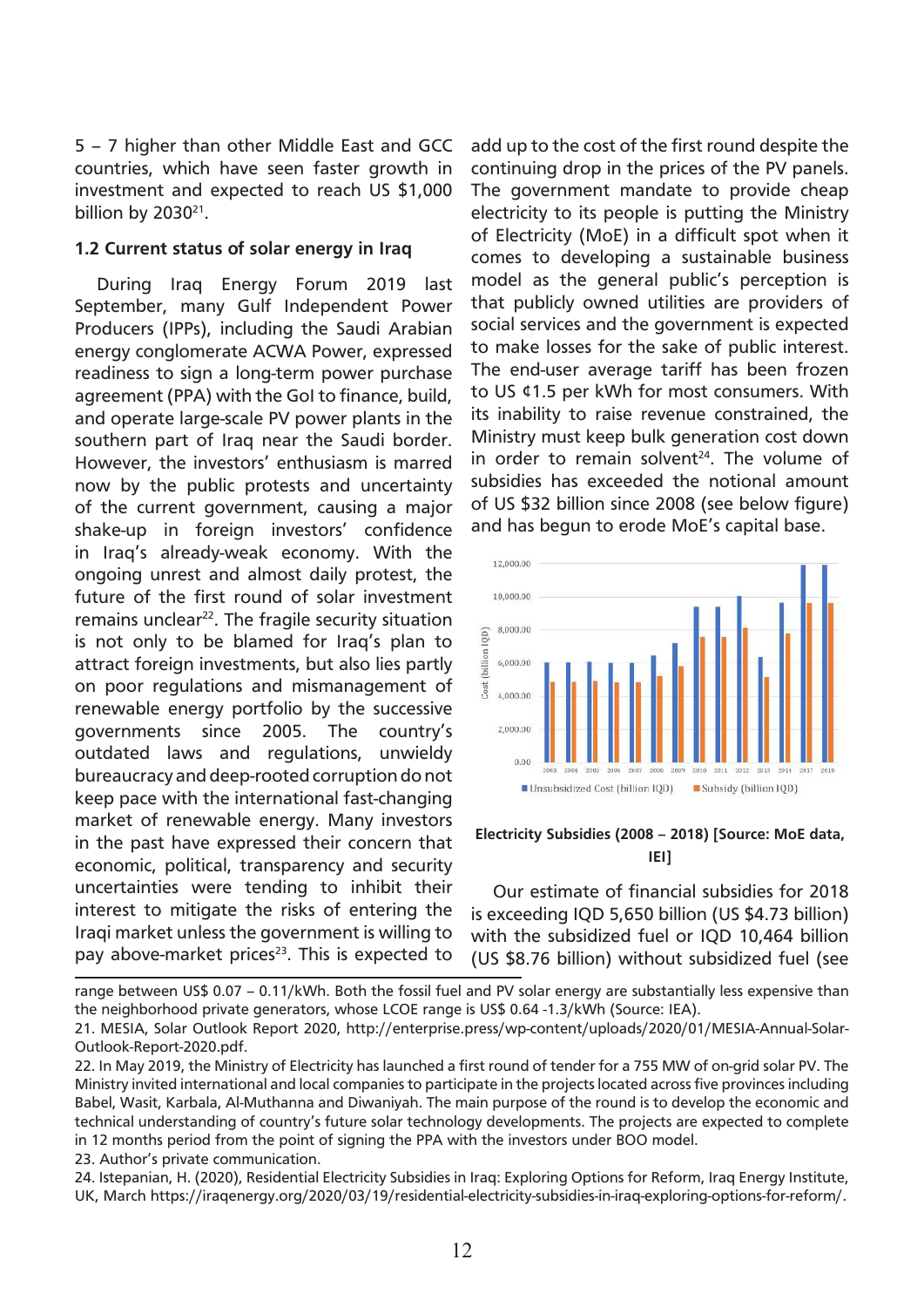5 – 7 higher than other Middle East and GCC countries, which have seen faster growth in investment and expected to reach US $1,000 billion by 2030[21].

### 1.2 Current status of solar energy in Iraq

During Iraq Energy Forum 2019 last September, many Gulf Independent Power Producers (IPPs), including the Saudi Arabian energy conglomerate ACWA Power, expressed readiness to sign a long-term power purchase agreement (PPA) with the GoI to finance, build, and operate large-scale PV power plants in the southern part of Iraq near the Saudi border. However, the investors' enthusiasm is marred now by the public protests and uncertainty of the current government, causing a major shake-up in foreign investors' confidence in Iraq's already-weak economy. With the ongoing unrest and almost daily protest, the future of the first round of solar investment remains unclear[22]. The fragile security situation is not only to be blamed for Iraq's plan to attract foreign investments, but also lies partly on poor regulations and mismanagement of renewable energy portfolio by the successive governments since 2005. The country's outdated laws and regulations, unwieldy bureaucracy and deep-rooted corruption do not keep pace with the international fast-changing market of renewable energy. Many investors in the past have expressed their concern that economic, political, transparency and security uncertainties were tending to inhibit their interest to mitigate the risks of entering the Iraqi market unless the government is willing to pay above-market prices[23]. This is expected to add up to the cost of the first round despite the continuing drop in the prices of the PV panels. The government mandate to provide cheap electricity to its people is putting the Ministry of Electricity (MoE) in a difficult spot when it comes to developing a sustainable business model as the general public's perception is that publicly owned utilities are providers of social services and the government is expected to make losses for the sake of public interest. The end-user average tariff has been frozen to US ¢1.5 per kWh for most consumers. With its inability to raise revenue constrained, the Ministry must keep bulk generation cost down in order to remain solvent[24]. The volume of subsidies has exceeded the notional amount of US $32 billion since 2008 (see below figure) and has begun to erode MoE's capital base.

**Electricity Subsidies (2008 – 2018) [Source: MoE data, IEI]**

Our estimate of financial subsidies for 2018 is exceeding IQD 5,650 billion (US $4.73 billion) with the subsidized fuel or IQD 10,464 billion (US $8.76 billion) without subsidized fuel (see

---

range between US$ 0.07 – 0.11/kWh. Both the fossil fuel and PV solar energy are substantially less expensive than the neighborhood private generators, whose LCOE range is US$ 0.64 -1.3/kWh (Source: IEA).

21. MESIA, Solar Outlook Report 2020, http://enterprise.press/wp-content/uploads/2020/01/MESIA-Annual-Solar-Outlook-Report-2020.pdf.

22. In May 2019, the Ministry of Electricity has launched a first round of tender for a 755 MW of on-grid solar PV. The Ministry invited international and local companies to participate in the projects located across five provinces including Babel, Wasit, Karbala, Al-Muthanna and Diwaniyah. The main purpose of the round is to develop the economic and technical understanding of country's future solar technology developments. The projects are expected to complete in 12 months period from the point of signing the PPA with the investors under BOO model.

23. Author's private communication.

24. Istepanian, H. (2020), Residential Electricity Subsidies in Iraq: Exploring Options for Reform, Iraq Energy Institute, UK, March https://iraqenergy.org/2020/03/19/residential-electricity-subsidies-in-iraq-exploring-options-for-reform/.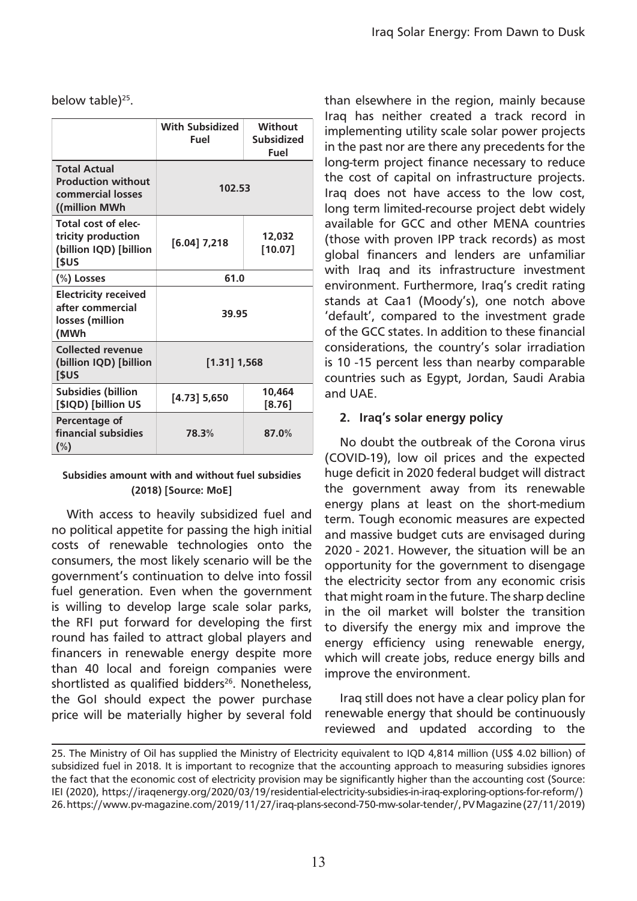below table)[25].

| | With Subsidized Fuel | Without Subsidized Fuel |
|---|---|---|
| **Total Actual Production without commercial losses ((million MWh** | 102.53 | |
| **Total cost of electricity production (billion IQD) [billion [$US** | [6.04] 7,218 | 12,032 [10.07] |
| **(%) Losses** | 61.0 | |
| **Electricity received after commercial losses (million (MWh** | 39.95 | |
| **Collected revenue (billion IQD) [billion [$US** | [1.31] 1,568 | |
| **Subsidies (billion [$IQD) [billion US** | [4.73] 5,650 | 10,464 [8.76] |
| **Percentage of financial subsidies (%)** | 78.3% | 87.0% |

**Subsidies amount with and without fuel subsidies (2018) [Source: MoE]**

With access to heavily subsidized fuel and no political appetite for passing the high initial costs of renewable technologies onto the consumers, the most likely scenario will be the government's continuation to delve into fossil fuel generation. Even when the government is willing to develop large scale solar parks, the RFI put forward for developing the first round has failed to attract global players and financers in renewable energy despite more than 40 local and foreign companies were shortlisted as qualified bidders[26]. Nonetheless, the GoI should expect the power purchase price will be materially higher by several fold than elsewhere in the region, mainly because Iraq has neither created a track record in implementing utility scale solar power projects in the past nor are there any precedents for the long-term project finance necessary to reduce the cost of capital on infrastructure projects. Iraq does not have access to the low cost, long term limited-recourse project debt widely available for GCC and other MENA countries (those with proven IPP track records) as most global financers and lenders are unfamiliar with Iraq and its infrastructure investment environment. Furthermore, Iraq's credit rating stands at Caa1 (Moody's), one notch above 'default', compared to the investment grade of the GCC states. In addition to these financial considerations, the country's solar irradiation is 10 -15 percent less than nearby comparable countries such as Egypt, Jordan, Saudi Arabia and UAE.

## 2. Iraq's solar energy policy

No doubt the outbreak of the Corona virus (COVID-19), low oil prices and the expected huge deficit in 2020 federal budget will distract the government away from its renewable energy plans at least on the short-medium term. Tough economic measures are expected and massive budget cuts are envisaged during 2020 - 2021. However, the situation will be an opportunity for the government to disengage the electricity sector from any economic crisis that might roam in the future. The sharp decline in the oil market will bolster the transition to diversify the energy mix and improve the energy efficiency using renewable energy, which will create jobs, reduce energy bills and improve the environment.

Iraq still does not have a clear policy plan for renewable energy that should be continuously reviewed and updated according to the

---

25. The Ministry of Oil has supplied the Ministry of Electricity equivalent to IQD 4,814 million (US$ 4.02 billion) of subsidized fuel in 2018. It is important to recognize that the accounting approach to measuring subsidies ignores the fact that the economic cost of electricity provision may be significantly higher than the accounting cost (Source: IEI (2020), https://iraqenergy.org/2020/03/19/residential-electricity-subsidies-in-iraq-exploring-options-for-reform/)

26. https://www.pv-magazine.com/2019/11/27/iraq-plans-second-750-mw-solar-tender/, PV Magazine (27/11/2019)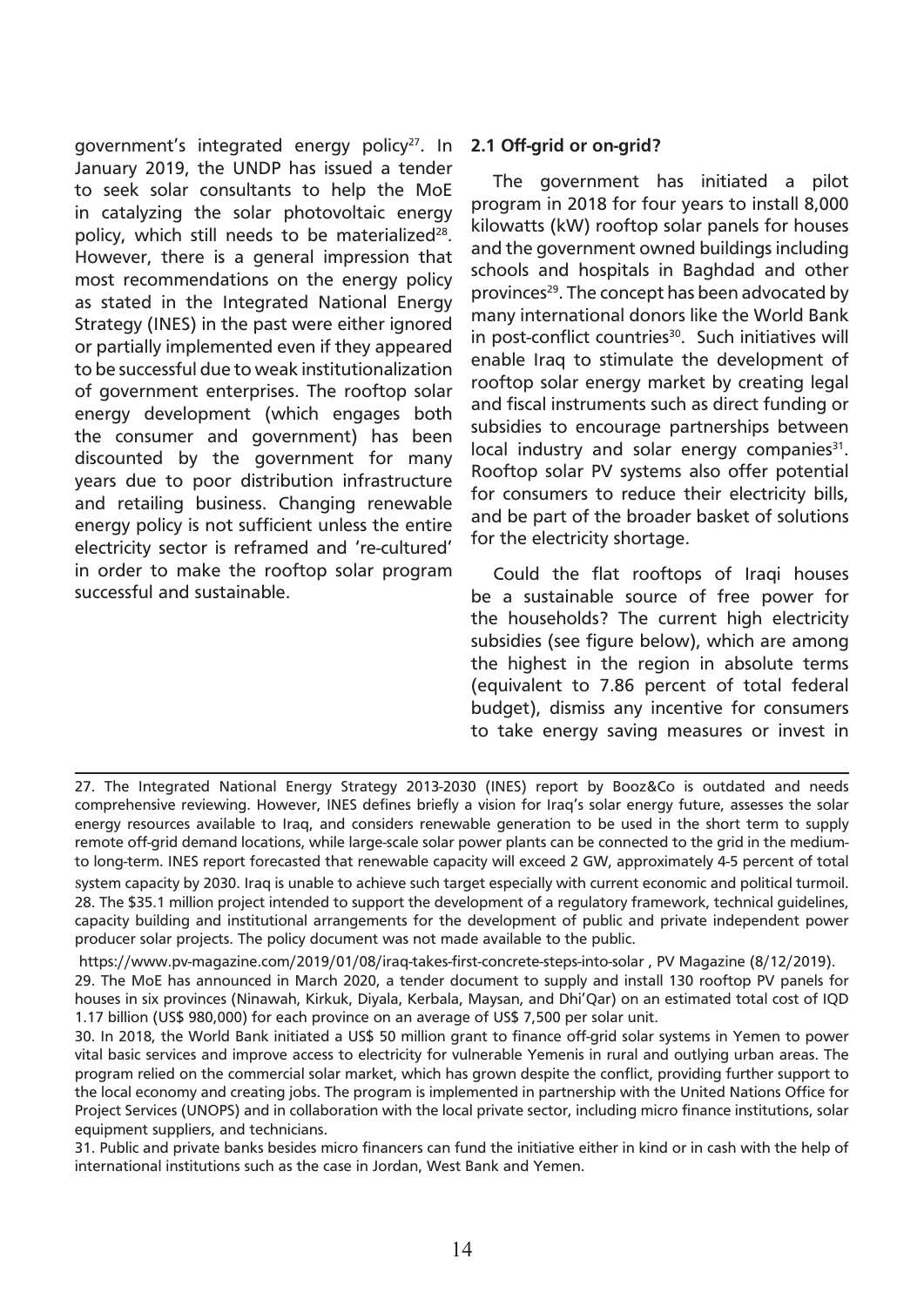government's integrated energy policy[27]. In January 2019, the UNDP has issued a tender to seek solar consultants to help the MoE in catalyzing the solar photovoltaic energy policy, which still needs to be materialized[28]. However, there is a general impression that most recommendations on the energy policy as stated in the Integrated National Energy Strategy (INES) in the past were either ignored or partially implemented even if they appeared to be successful due to weak institutionalization of government enterprises. The rooftop solar energy development (which engages both the consumer and government) has been discounted by the government for many years due to poor distribution infrastructure and retailing business. Changing renewable energy policy is not sufficient unless the entire electricity sector is reframed and 're-cultured' in order to make the rooftop solar program successful and sustainable.

### 2.1 Off-grid or on-grid?

The government has initiated a pilot program in 2018 for four years to install 8,000 kilowatts (kW) rooftop solar panels for houses and the government owned buildings including schools and hospitals in Baghdad and other provinces[29]. The concept has been advocated by many international donors like the World Bank in post-conflict countries[30]. Such initiatives will enable Iraq to stimulate the development of rooftop solar energy market by creating legal and fiscal instruments such as direct funding or subsidies to encourage partnerships between local industry and solar energy companies[31]. Rooftop solar PV systems also offer potential for consumers to reduce their electricity bills, and be part of the broader basket of solutions for the electricity shortage.

Could the flat rooftops of Iraqi houses be a sustainable source of free power for the households? The current high electricity subsidies (see figure below), which are among the highest in the region in absolute terms (equivalent to 7.86 percent of total federal budget), dismiss any incentive for consumers to take energy saving measures or invest in

---

27. The Integrated National Energy Strategy 2013-2030 (INES) report by Booz&Co is outdated and needs comprehensive reviewing. However, INES defines briefly a vision for Iraq's solar energy future, assesses the solar energy resources available to Iraq, and considers renewable generation to be used in the short term to supply remote off-grid demand locations, while large-scale solar power plants can be connected to the grid in the medium-to long-term. INES report forecasted that renewable capacity will exceed 2 GW, approximately 4-5 percent of total system capacity by 2030. Iraq is unable to achieve such target especially with current economic and political turmoil.

28. The $35.1 million project intended to support the development of a regulatory framework, technical guidelines, capacity building and institutional arrangements for the development of public and private independent power producer solar projects. The policy document was not made available to the public.

https://www.pv-magazine.com/2019/01/08/iraq-takes-first-concrete-steps-into-solar , PV Magazine (8/12/2019).

29. The MoE has announced in March 2020, a tender document to supply and install 130 rooftop PV panels for houses in six provinces (Ninawah, Kirkuk, Diyala, Kerbala, Maysan, and Dhi'Qar) on an estimated total cost of IQD 1.17 billion (US$ 980,000) for each province on an average of US$ 7,500 per solar unit.

30. In 2018, the World Bank initiated a US$ 50 million grant to finance off-grid solar systems in Yemen to power vital basic services and improve access to electricity for vulnerable Yemenis in rural and outlying urban areas. The program relied on the commercial solar market, which has grown despite the conflict, providing further support to the local economy and creating jobs. The program is implemented in partnership with the United Nations Office for Project Services (UNOPS) and in collaboration with the local private sector, including micro finance institutions, solar equipment suppliers, and technicians.

31. Public and private banks besides micro financers can fund the initiative either in kind or in cash with the help of international institutions such as the case in Jordan, West Bank and Yemen.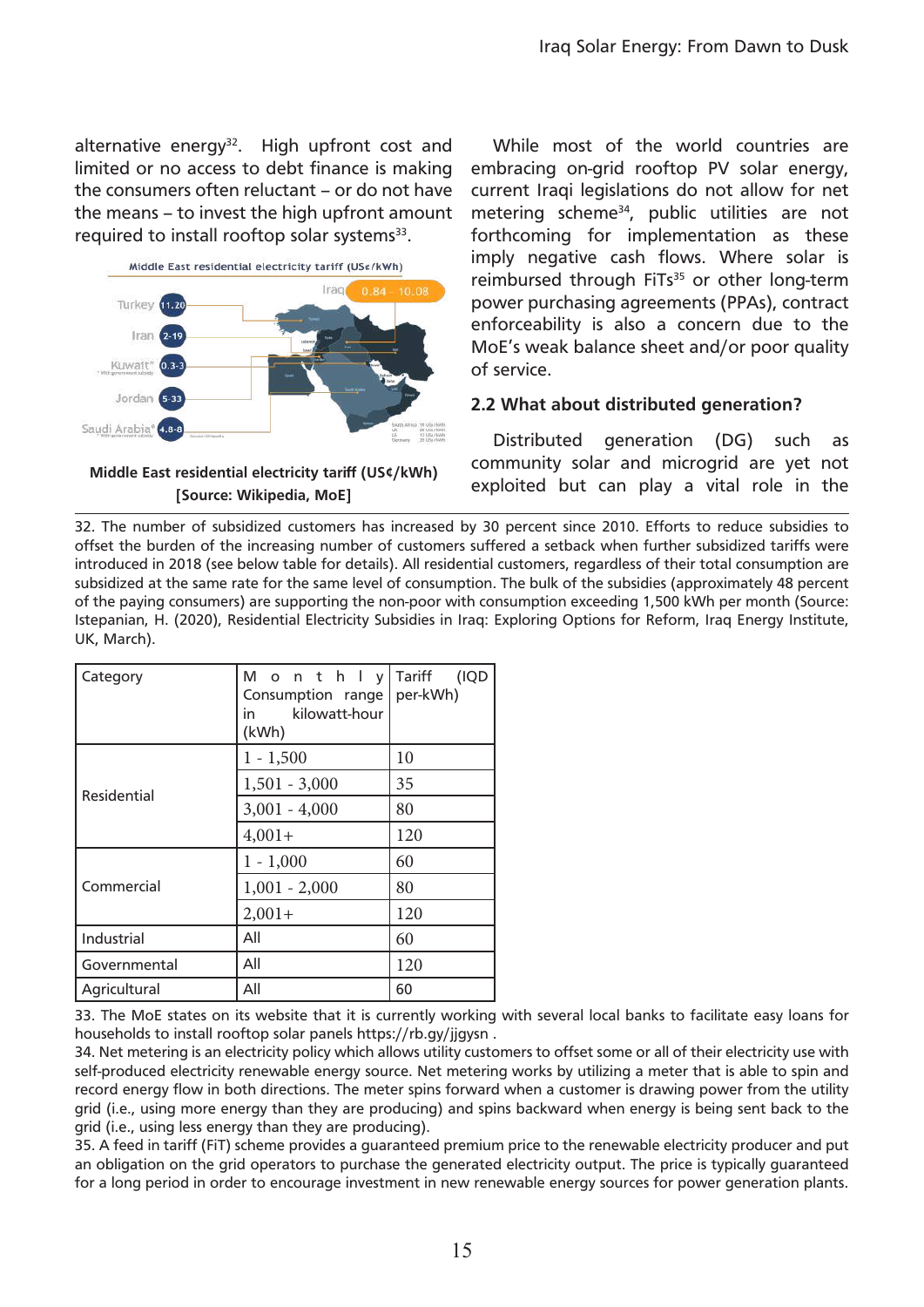alternative energy[32]. High upfront cost and limited or no access to debt finance is making the consumers often reluctant – or do not have the means – to invest the high upfront amount required to install rooftop solar systems[33].

Middle East residential electricity tariff (US¢/kWh)
[Source: Wikipedia, MoE]

While most of the world countries are embracing on-grid rooftop PV solar energy, current Iraqi legislations do not allow for net metering scheme[34], public utilities are not forthcoming for implementation as these imply negative cash flows. Where solar is reimbursed through FiTs[35] or other long-term power purchasing agreements (PPAs), contract enforceability is also a concern due to the MoE's weak balance sheet and/or poor quality of service.

## 2.2 What about distributed generation?

Distributed generation (DG) such as community solar and microgrid are yet not exploited but can play a vital role in the

32. The number of subsidized customers has increased by 30 percent since 2010. Efforts to reduce subsidies to offset the burden of the increasing number of customers suffered a setback when further subsidized tariffs were introduced in 2018 (see below table for details). All residential customers, regardless of their total consumption are subsidized at the same rate for the same level of consumption. The bulk of the subsidies (approximately 48 percent of the paying consumers) are supporting the non-poor with consumption exceeding 1,500 kWh per month (Source: Istepanian, H. (2020), Residential Electricity Subsidies in Iraq: Exploring Options for Reform, Iraq Energy Institute, UK, March).

| Category | Monthly Consumption range in kilowatt-hour (kWh) | Tariff (IQD per-kWh) |
|---|---|---|
| Residential | 1 - 1,500 | 10 |
| | 1,501 - 3,000 | 35 |
| | 3,001 - 4,000 | 80 |
| | 4,001+ | 120 |
| Commercial | 1 - 1,000 | 60 |
| | 1,001 - 2,000 | 80 |
| | 2,001+ | 120 |
| Industrial | All | 60 |
| Governmental | All | 120 |
| Agricultural | All | 60 |

33. The MoE states on its website that it is currently working with several local banks to facilitate easy loans for households to install rooftop solar panels https://rb.gy/jjgysn .

34. Net metering is an electricity policy which allows utility customers to offset some or all of their electricity use with self-produced electricity renewable energy source. Net metering works by utilizing a meter that is able to spin and record energy flow in both directions. The meter spins forward when a customer is drawing power from the utility grid (i.e., using more energy than they are producing) and spins backward when energy is being sent back to the grid (i.e., using less energy than they are producing).

35. A feed in tariff (FiT) scheme provides a guaranteed premium price to the renewable electricity producer and put an obligation on the grid operators to purchase the generated electricity output. The price is typically guaranteed for a long period in order to encourage investment in new renewable energy sources for power generation plants.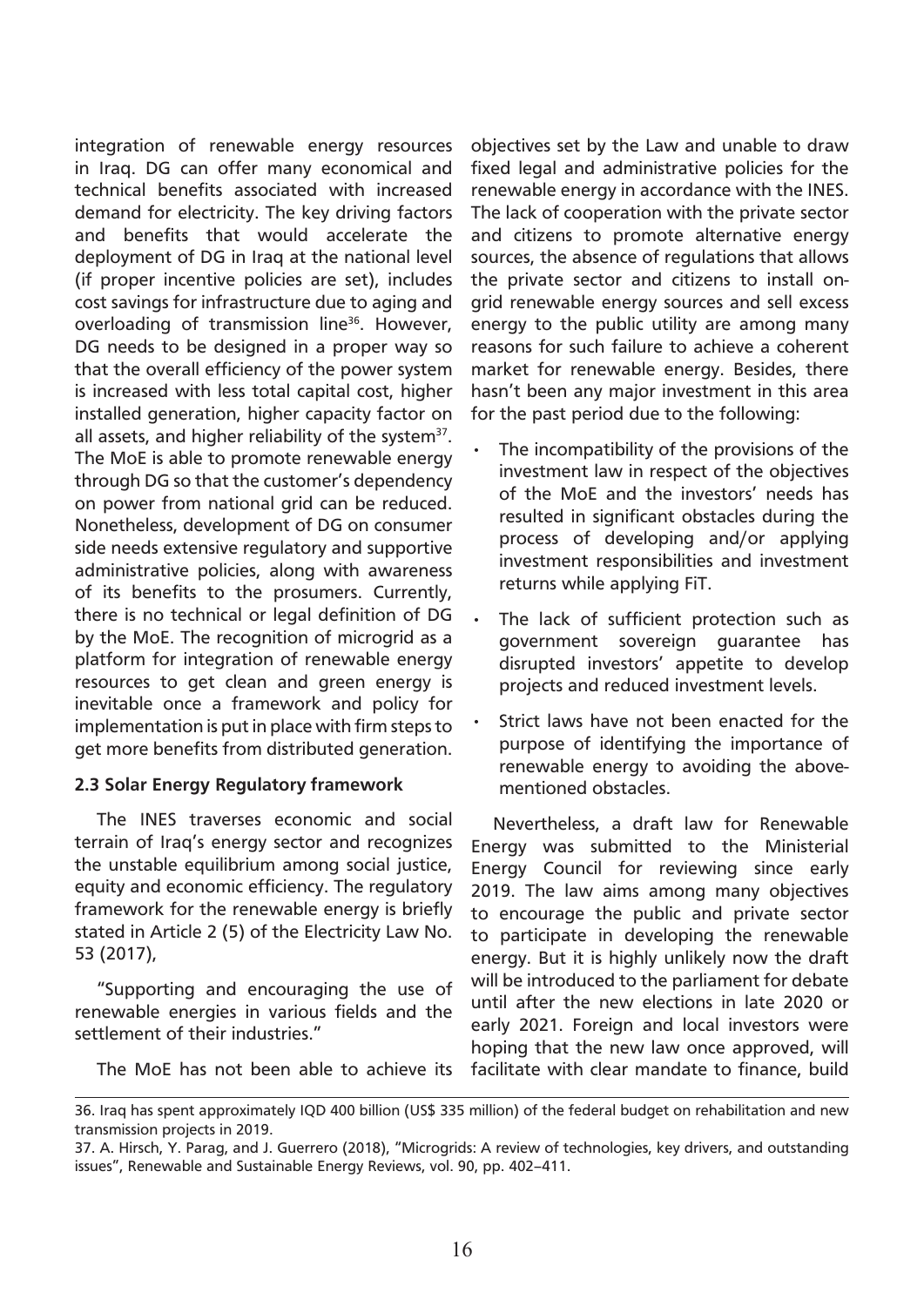integration of renewable energy resources in Iraq. DG can offer many economical and technical benefits associated with increased demand for electricity. The key driving factors and benefits that would accelerate the deployment of DG in Iraq at the national level (if proper incentive policies are set), includes cost savings for infrastructure due to aging and overloading of transmission line[36]. However, DG needs to be designed in a proper way so that the overall efficiency of the power system is increased with less total capital cost, higher installed generation, higher capacity factor on all assets, and higher reliability of the system[37]. The MoE is able to promote renewable energy through DG so that the customer's dependency on power from national grid can be reduced. Nonetheless, development of DG on consumer side needs extensive regulatory and supportive administrative policies, along with awareness of its benefits to the prosumers. Currently, there is no technical or legal definition of DG by the MoE. The recognition of microgrid as a platform for integration of renewable energy resources to get clean and green energy is inevitable once a framework and policy for implementation is put in place with firm steps to get more benefits from distributed generation.

### 2.3 Solar Energy Regulatory framework

The INES traverses economic and social terrain of Iraq's energy sector and recognizes the unstable equilibrium among social justice, equity and economic efficiency. The regulatory framework for the renewable energy is briefly stated in Article 2 (5) of the Electricity Law No. 53 (2017),

"Supporting and encouraging the use of renewable energies in various fields and the settlement of their industries."

The MoE has not been able to achieve its objectives set by the Law and unable to draw fixed legal and administrative policies for the renewable energy in accordance with the INES. The lack of cooperation with the private sector and citizens to promote alternative energy sources, the absence of regulations that allows the private sector and citizens to install on-grid renewable energy sources and sell excess energy to the public utility are among many reasons for such failure to achieve a coherent market for renewable energy. Besides, there hasn't been any major investment in this area for the past period due to the following:

- The incompatibility of the provisions of the investment law in respect of the objectives of the MoE and the investors' needs has resulted in significant obstacles during the process of developing and/or applying investment responsibilities and investment returns while applying FiT.
- The lack of sufficient protection such as government sovereign guarantee has disrupted investors' appetite to develop projects and reduced investment levels.
- Strict laws have not been enacted for the purpose of identifying the importance of renewable energy to avoiding the above-mentioned obstacles.

Nevertheless, a draft law for Renewable Energy was submitted to the Ministerial Energy Council for reviewing since early 2019. The law aims among many objectives to encourage the public and private sector to participate in developing the renewable energy. But it is highly unlikely now the draft will be introduced to the parliament for debate until after the new elections in late 2020 or early 2021. Foreign and local investors were hoping that the new law once approved, will facilitate with clear mandate to finance, build

---

36. Iraq has spent approximately IQD 400 billion (US$ 335 million) of the federal budget on rehabilitation and new transmission projects in 2019.

37. A. Hirsch, Y. Parag, and J. Guerrero (2018), "Microgrids: A review of technologies, key drivers, and outstanding issues", Renewable and Sustainable Energy Reviews, vol. 90, pp. 402–411.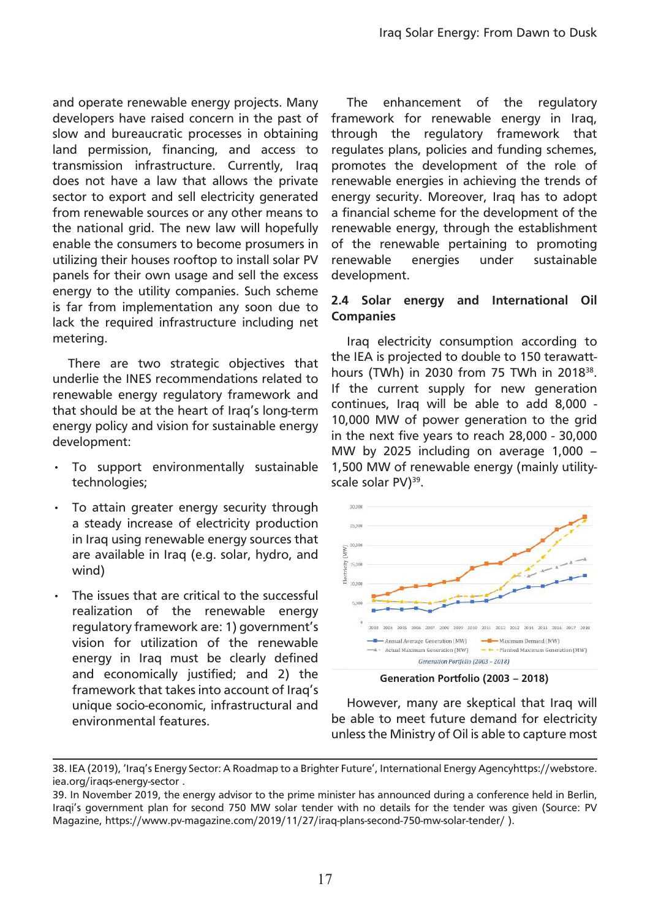and operate renewable energy projects. Many developers have raised concern in the past of slow and bureaucratic processes in obtaining land permission, financing, and access to transmission infrastructure. Currently, Iraq does not have a law that allows the private sector to export and sell electricity generated from renewable sources or any other means to the national grid. The new law will hopefully enable the consumers to become prosumers in utilizing their houses rooftop to install solar PV panels for their own usage and sell the excess energy to the utility companies. Such scheme is far from implementation any soon due to lack the required infrastructure including net metering.

There are two strategic objectives that underlie the INES recommendations related to renewable energy regulatory framework and that should be at the heart of Iraq's long-term energy policy and vision for sustainable energy development:

- To support environmentally sustainable technologies;
- To attain greater energy security through a steady increase of electricity production in Iraq using renewable energy sources that are available in Iraq (e.g. solar, hydro, and wind)
- The issues that are critical to the successful realization of the renewable energy regulatory framework are: 1) government's vision for utilization of the renewable energy in Iraq must be clearly defined and economically justified; and 2) the framework that takes into account of Iraq's unique socio-economic, infrastructural and environmental features.

The enhancement of the regulatory framework for renewable energy in Iraq, through the regulatory framework that regulates plans, policies and funding schemes, promotes the development of the role of renewable energies in achieving the trends of energy security. Moreover, Iraq has to adopt a financial scheme for the development of the renewable energy, through the establishment of the renewable pertaining to promoting renewable energies under sustainable development.

### 2.4 Solar energy and International Oil Companies

Iraq electricity consumption according to the IEA is projected to double to 150 terawatt-hours (TWh) in 2030 from 75 TWh in 2018[38]. If the current supply for new generation continues, Iraq will be able to add 8,000 - 10,000 MW of power generation to the grid in the next five years to reach 28,000 - 30,000 MW by 2025 including on average 1,000 – 1,500 MW of renewable energy (mainly utility-scale solar PV)[39].

**Generation Portfolio (2003 – 2018)**

However, many are skeptical that Iraq will be able to meet future demand for electricity unless the Ministry of Oil is able to capture most

---

38. IEA (2019), 'Iraq's Energy Sector: A Roadmap to a Brighter Future', International Energy Agencyhttps://webstore.iea.org/iraqs-energy-sector .

39. In November 2019, the energy advisor to the prime minister has announced during a conference held in Berlin, Iraqi's government plan for second 750 MW solar tender with no details for the tender was given (Source: PV Magazine, https://www.pv-magazine.com/2019/11/27/iraq-plans-second-750-mw-solar-tender/ ).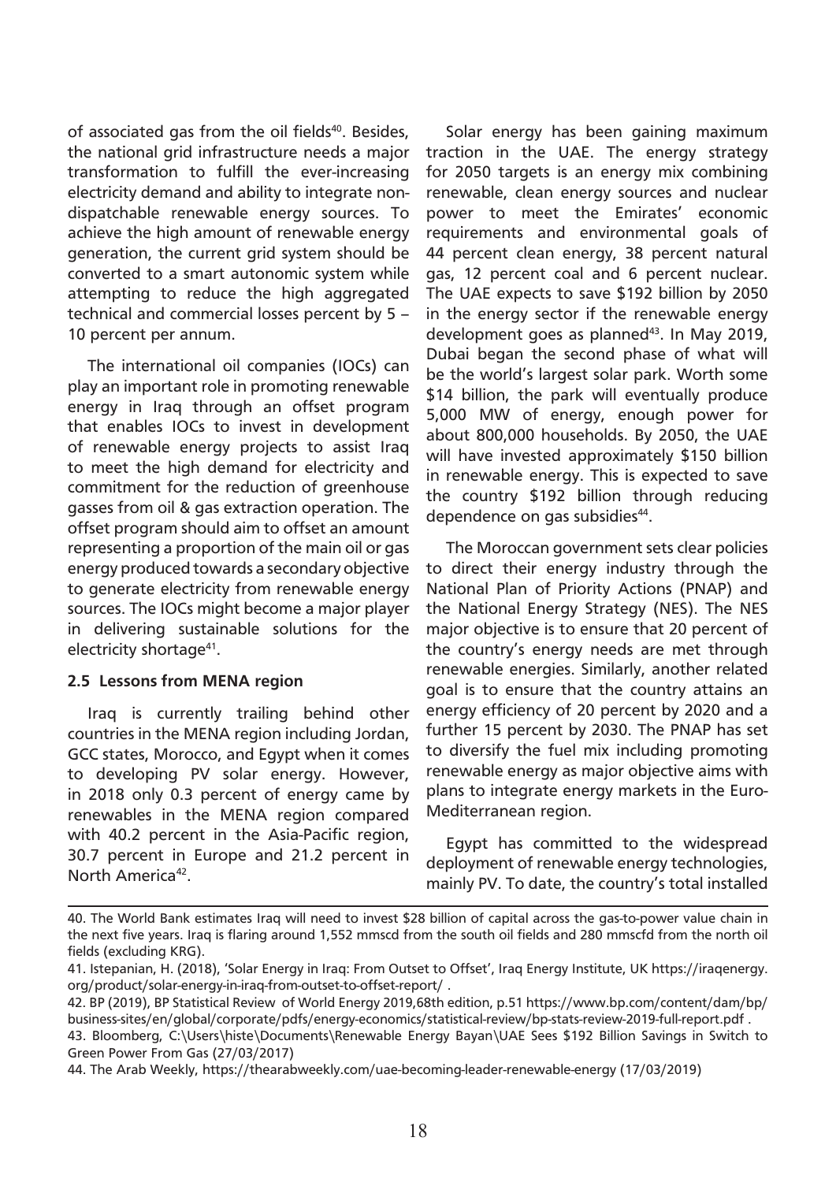of associated gas from the oil fields[40]. Besides, the national grid infrastructure needs a major transformation to fulfill the ever-increasing electricity demand and ability to integrate non-dispatchable renewable energy sources. To achieve the high amount of renewable energy generation, the current grid system should be converted to a smart autonomic system while attempting to reduce the high aggregated technical and commercial losses percent by 5 – 10 percent per annum.

The international oil companies (IOCs) can play an important role in promoting renewable energy in Iraq through an offset program that enables IOCs to invest in development of renewable energy projects to assist Iraq to meet the high demand for electricity and commitment for the reduction of greenhouse gasses from oil & gas extraction operation. The offset program should aim to offset an amount representing a proportion of the main oil or gas energy produced towards a secondary objective to generate electricity from renewable energy sources. The IOCs might become a major player in delivering sustainable solutions for the electricity shortage[41].

### 2.5 Lessons from MENA region

Iraq is currently trailing behind other countries in the MENA region including Jordan, GCC states, Morocco, and Egypt when it comes to developing PV solar energy. However, in 2018 only 0.3 percent of energy came by renewables in the MENA region compared with 40.2 percent in the Asia-Pacific region, 30.7 percent in Europe and 21.2 percent in North America[42].

Solar energy has been gaining maximum traction in the UAE. The energy strategy for 2050 targets is an energy mix combining renewable, clean energy sources and nuclear power to meet the Emirates' economic requirements and environmental goals of 44 percent clean energy, 38 percent natural gas, 12 percent coal and 6 percent nuclear. The UAE expects to save $192 billion by 2050 in the energy sector if the renewable energy development goes as planned[43]. In May 2019, Dubai began the second phase of what will be the world's largest solar park. Worth some $14 billion, the park will eventually produce 5,000 MW of energy, enough power for about 800,000 households. By 2050, the UAE will have invested approximately $150 billion in renewable energy. This is expected to save the country $192 billion through reducing dependence on gas subsidies[44].

The Moroccan government sets clear policies to direct their energy industry through the National Plan of Priority Actions (PNAP) and the National Energy Strategy (NES). The NES major objective is to ensure that 20 percent of the country's energy needs are met through renewable energies. Similarly, another related goal is to ensure that the country attains an energy efficiency of 20 percent by 2020 and a further 15 percent by 2030. The PNAP has set to diversify the fuel mix including promoting renewable energy as major objective aims with plans to integrate energy markets in the Euro-Mediterranean region.

Egypt has committed to the widespread deployment of renewable energy technologies, mainly PV. To date, the country's total installed

---

40. The World Bank estimates Iraq will need to invest $28 billion of capital across the gas-to-power value chain in the next five years. Iraq is flaring around 1,552 mmscd from the south oil fields and 280 mmscfd from the north oil fields (excluding KRG).

41. Istepanian, H. (2018), 'Solar Energy in Iraq: From Outset to Offset', Iraq Energy Institute, UK https://iraqenergy.org/product/solar-energy-in-iraq-from-outset-to-offset-report/ .

42. BP (2019), BP Statistical Review of World Energy 2019,68th edition, p.51 https://www.bp.com/content/dam/bp/business-sites/en/global/corporate/pdfs/energy-economics/statistical-review/bp-stats-review-2019-full-report.pdf .

43. Bloomberg, C:\Users\histe\Documents\Renewable Energy Bayan\UAE Sees $192 Billion Savings in Switch to Green Power From Gas (27/03/2017)

44. The Arab Weekly, https://thearabweekly.com/uae-becoming-leader-renewable-energy (17/03/2019)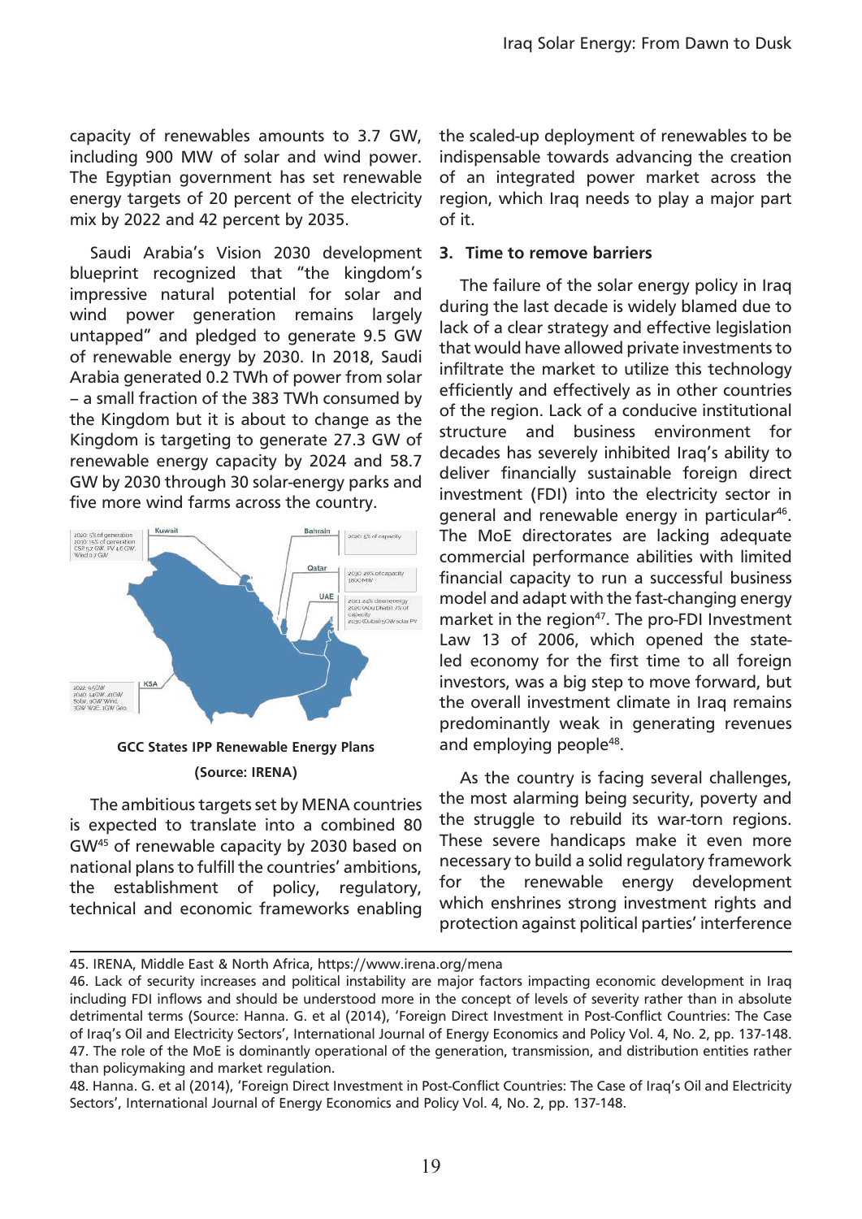capacity of renewables amounts to 3.7 GW, including 900 MW of solar and wind power. The Egyptian government has set renewable energy targets of 20 percent of the electricity mix by 2022 and 42 percent by 2035.

Saudi Arabia's Vision 2030 development blueprint recognized that "the kingdom's impressive natural potential for solar and wind power generation remains largely untapped" and pledged to generate 9.5 GW of renewable energy by 2030. In 2018, Saudi Arabia generated 0.2 TWh of power from solar – a small fraction of the 383 TWh consumed by the Kingdom but it is about to change as the Kingdom is targeting to generate 27.3 GW of renewable energy capacity by 2024 and 58.7 GW by 2030 through 30 solar-energy parks and five more wind farms across the country.

**GCC States IPP Renewable Energy Plans**

**(Source: IRENA)**

The ambitious targets set by MENA countries is expected to translate into a combined 80 GW[45] of renewable capacity by 2030 based on national plans to fulfill the countries' ambitions, the establishment of policy, regulatory, technical and economic frameworks enabling the scaled-up deployment of renewables to be indispensable towards advancing the creation of an integrated power market across the region, which Iraq needs to play a major part of it.

### 3. Time to remove barriers

The failure of the solar energy policy in Iraq during the last decade is widely blamed due to lack of a clear strategy and effective legislation that would have allowed private investments to infiltrate the market to utilize this technology efficiently and effectively as in other countries of the region. Lack of a conducive institutional structure and business environment for decades has severely inhibited Iraq's ability to deliver financially sustainable foreign direct investment (FDI) into the electricity sector in general and renewable energy in particular[46]. The MoE directorates are lacking adequate commercial performance abilities with limited financial capacity to run a successful business model and adapt with the fast-changing energy market in the region[47]. The pro-FDI Investment Law 13 of 2006, which opened the state-led economy for the first time to all foreign investors, was a big step to move forward, but the overall investment climate in Iraq remains predominantly weak in generating revenues and employing people[48].

As the country is facing several challenges, the most alarming being security, poverty and the struggle to rebuild its war-torn regions. These severe handicaps make it even more necessary to build a solid regulatory framework for the renewable energy development which enshrines strong investment rights and protection against political parties' interference

---

45. IRENA, Middle East & North Africa, https://www.irena.org/mena

46. Lack of security increases and political instability are major factors impacting economic development in Iraq including FDI inflows and should be understood more in the concept of levels of severity rather than in absolute detrimental terms (Source: Hanna. G. et al (2014), 'Foreign Direct Investment in Post-Conflict Countries: The Case of Iraq's Oil and Electricity Sectors', International Journal of Energy Economics and Policy Vol. 4, No. 2, pp. 137-148.

47. The role of the MoE is dominantly operational of the generation, transmission, and distribution entities rather than policymaking and market regulation.

48. Hanna. G. et al (2014), 'Foreign Direct Investment in Post-Conflict Countries: The Case of Iraq's Oil and Electricity Sectors', International Journal of Energy Economics and Policy Vol. 4, No. 2, pp. 137-148.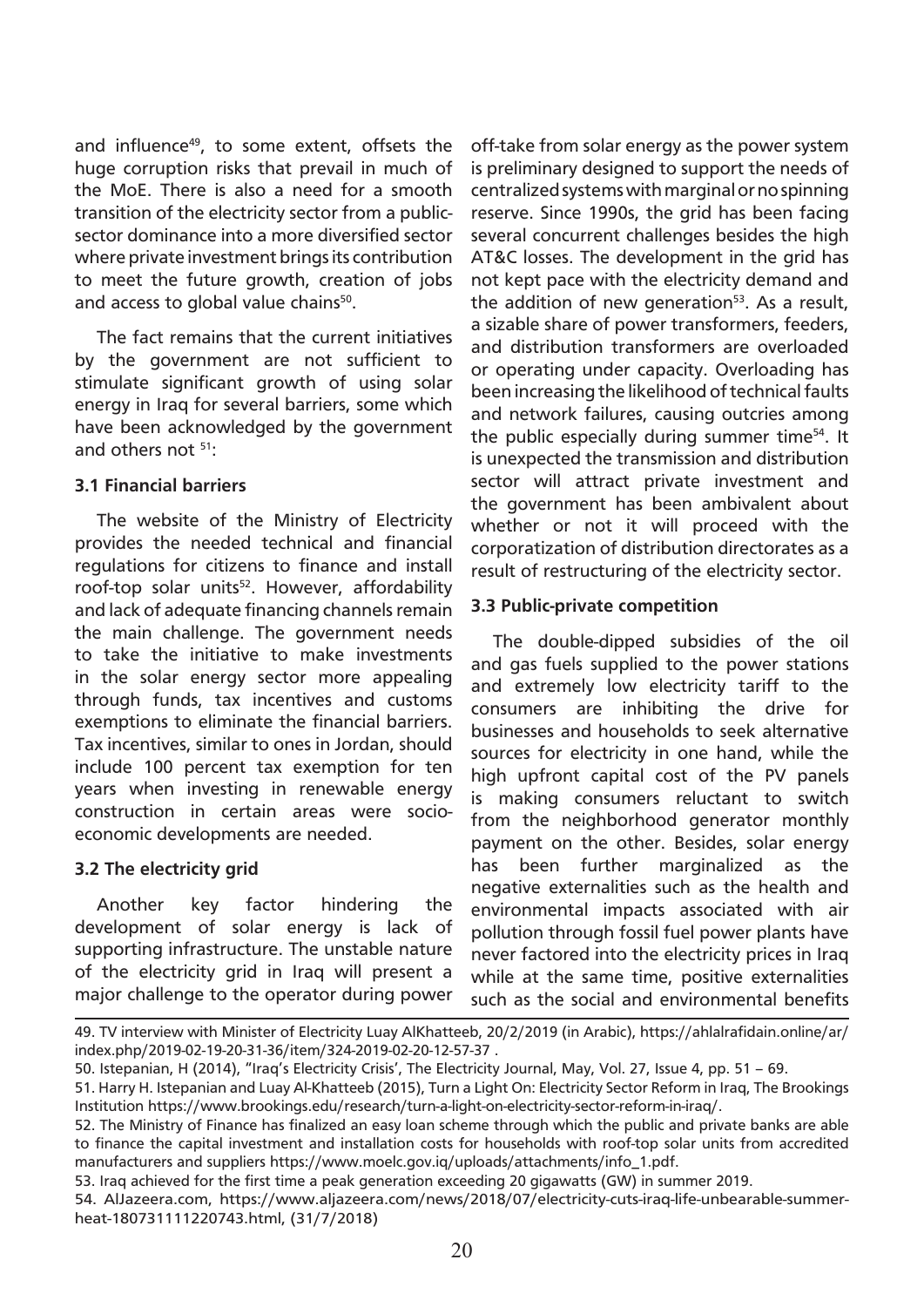and influence[49], to some extent, offsets the huge corruption risks that prevail in much of the MoE. There is also a need for a smooth transition of the electricity sector from a public-sector dominance into a more diversified sector where private investment brings its contribution to meet the future growth, creation of jobs and access to global value chains[50].

The fact remains that the current initiatives by the government are not sufficient to stimulate significant growth of using solar energy in Iraq for several barriers, some which have been acknowledged by the government and others not [51]:

### 3.1 Financial barriers

The website of the Ministry of Electricity provides the needed technical and financial regulations for citizens to finance and install roof-top solar units[52]. However, affordability and lack of adequate financing channels remain the main challenge. The government needs to take the initiative to make investments in the solar energy sector more appealing through funds, tax incentives and customs exemptions to eliminate the financial barriers. Tax incentives, similar to ones in Jordan, should include 100 percent tax exemption for ten years when investing in renewable energy construction in certain areas were socio-economic developments are needed.

### 3.2 The electricity grid

Another key factor hindering the development of solar energy is lack of supporting infrastructure. The unstable nature of the electricity grid in Iraq will present a major challenge to the operator during power off-take from solar energy as the power system is preliminary designed to support the needs of centralized systems with marginal or no spinning reserve. Since 1990s, the grid has been facing several concurrent challenges besides the high AT&C losses. The development in the grid has not kept pace with the electricity demand and the addition of new generation[53]. As a result, a sizable share of power transformers, feeders, and distribution transformers are overloaded or operating under capacity. Overloading has been increasing the likelihood of technical faults and network failures, causing outcries among the public especially during summer time[54]. It is unexpected the transmission and distribution sector will attract private investment and the government has been ambivalent about whether or not it will proceed with the corporatization of distribution directorates as a result of restructuring of the electricity sector.

### 3.3 Public-private competition

The double-dipped subsidies of the oil and gas fuels supplied to the power stations and extremely low electricity tariff to the consumers are inhibiting the drive for businesses and households to seek alternative sources for electricity in one hand, while the high upfront capital cost of the PV panels is making consumers reluctant to switch from the neighborhood generator monthly payment on the other. Besides, solar energy has been further marginalized as the negative externalities such as the health and environmental impacts associated with air pollution through fossil fuel power plants have never factored into the electricity prices in Iraq while at the same time, positive externalities such as the social and environmental benefits

---

49. TV interview with Minister of Electricity Luay AlKhatteeb, 20/2/2019 (in Arabic), https://ahlalrafidain.online/ar/index.php/2019-02-19-20-31-36/item/324-2019-02-20-12-57-37 .
50. Istepanian, H (2014), "Iraq's Electricity Crisis', The Electricity Journal, May, Vol. 27, Issue 4, pp. 51 – 69.
51. Harry H. Istepanian and Luay Al-Khatteeb (2015), Turn a Light On: Electricity Sector Reform in Iraq, The Brookings Institution https://www.brookings.edu/research/turn-a-light-on-electricity-sector-reform-in-iraq/.
52. The Ministry of Finance has finalized an easy loan scheme through which the public and private banks are able to finance the capital investment and installation costs for households with roof-top solar units from accredited manufacturers and suppliers https://www.moelc.gov.iq/uploads/attachments/info_1.pdf.
53. Iraq achieved for the first time a peak generation exceeding 20 gigawatts (GW) in summer 2019.
54. AlJazeera.com, https://www.aljazeera.com/news/2018/07/electricity-cuts-iraq-life-unbearable-summer-heat-180731111220743.html, (31/7/2018)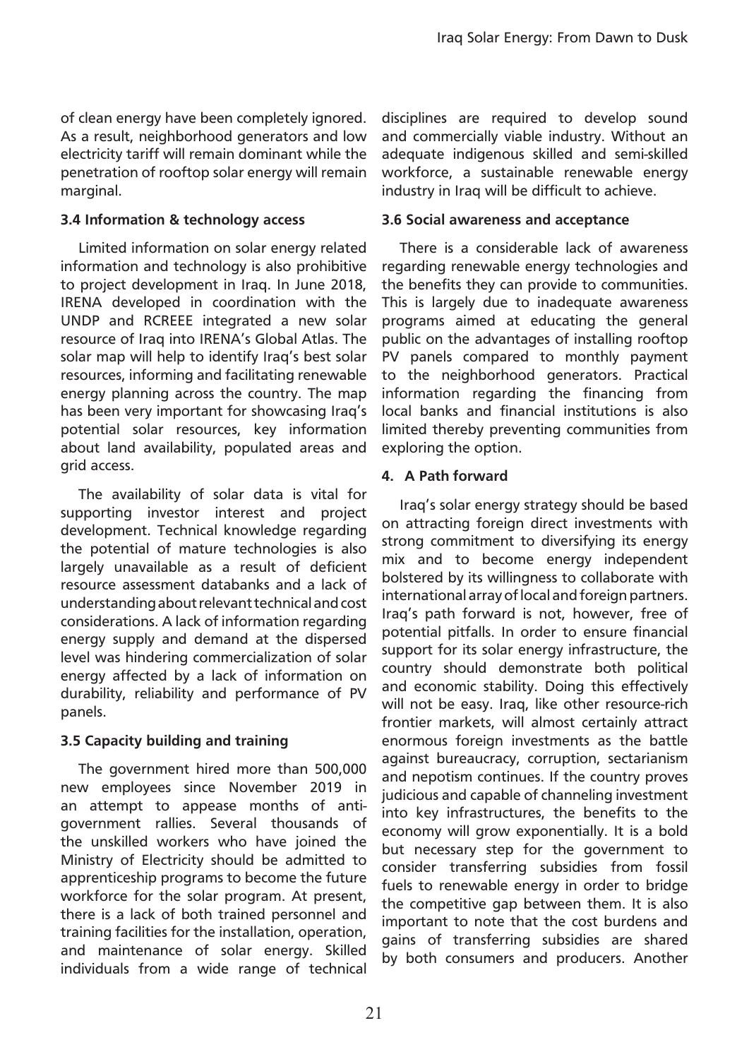of clean energy have been completely ignored. As a result, neighborhood generators and low electricity tariff will remain dominant while the penetration of rooftop solar energy will remain marginal.

### 3.4 Information & technology access

Limited information on solar energy related information and technology is also prohibitive to project development in Iraq. In June 2018, IRENA developed in coordination with the UNDP and RCREEE integrated a new solar resource of Iraq into IRENA's Global Atlas. The solar map will help to identify Iraq's best solar resources, informing and facilitating renewable energy planning across the country. The map has been very important for showcasing Iraq's potential solar resources, key information about land availability, populated areas and grid access.

The availability of solar data is vital for supporting investor interest and project development. Technical knowledge regarding the potential of mature technologies is also largely unavailable as a result of deficient resource assessment databanks and a lack of understanding about relevant technical and cost considerations. A lack of information regarding energy supply and demand at the dispersed level was hindering commercialization of solar energy affected by a lack of information on durability, reliability and performance of PV panels.

### 3.5 Capacity building and training

The government hired more than 500,000 new employees since November 2019 in an attempt to appease months of anti-government rallies. Several thousands of the unskilled workers who have joined the Ministry of Electricity should be admitted to apprenticeship programs to become the future workforce for the solar program. At present, there is a lack of both trained personnel and training facilities for the installation, operation, and maintenance of solar energy. Skilled individuals from a wide range of technical disciplines are required to develop sound and commercially viable industry. Without an adequate indigenous skilled and semi-skilled workforce, a sustainable renewable energy industry in Iraq will be difficult to achieve.

### 3.6 Social awareness and acceptance

There is a considerable lack of awareness regarding renewable energy technologies and the benefits they can provide to communities. This is largely due to inadequate awareness programs aimed at educating the general public on the advantages of installing rooftop PV panels compared to monthly payment to the neighborhood generators. Practical information regarding the financing from local banks and financial institutions is also limited thereby preventing communities from exploring the option.

## 4. A Path forward

Iraq's solar energy strategy should be based on attracting foreign direct investments with strong commitment to diversifying its energy mix and to become energy independent bolstered by its willingness to collaborate with international array of local and foreign partners. Iraq's path forward is not, however, free of potential pitfalls. In order to ensure financial support for its solar energy infrastructure, the country should demonstrate both political and economic stability. Doing this effectively will not be easy. Iraq, like other resource-rich frontier markets, will almost certainly attract enormous foreign investments as the battle against bureaucracy, corruption, sectarianism and nepotism continues. If the country proves judicious and capable of channeling investment into key infrastructures, the benefits to the economy will grow exponentially. It is a bold but necessary step for the government to consider transferring subsidies from fossil fuels to renewable energy in order to bridge the competitive gap between them. It is also important to note that the cost burdens and gains of transferring subsidies are shared by both consumers and producers. Another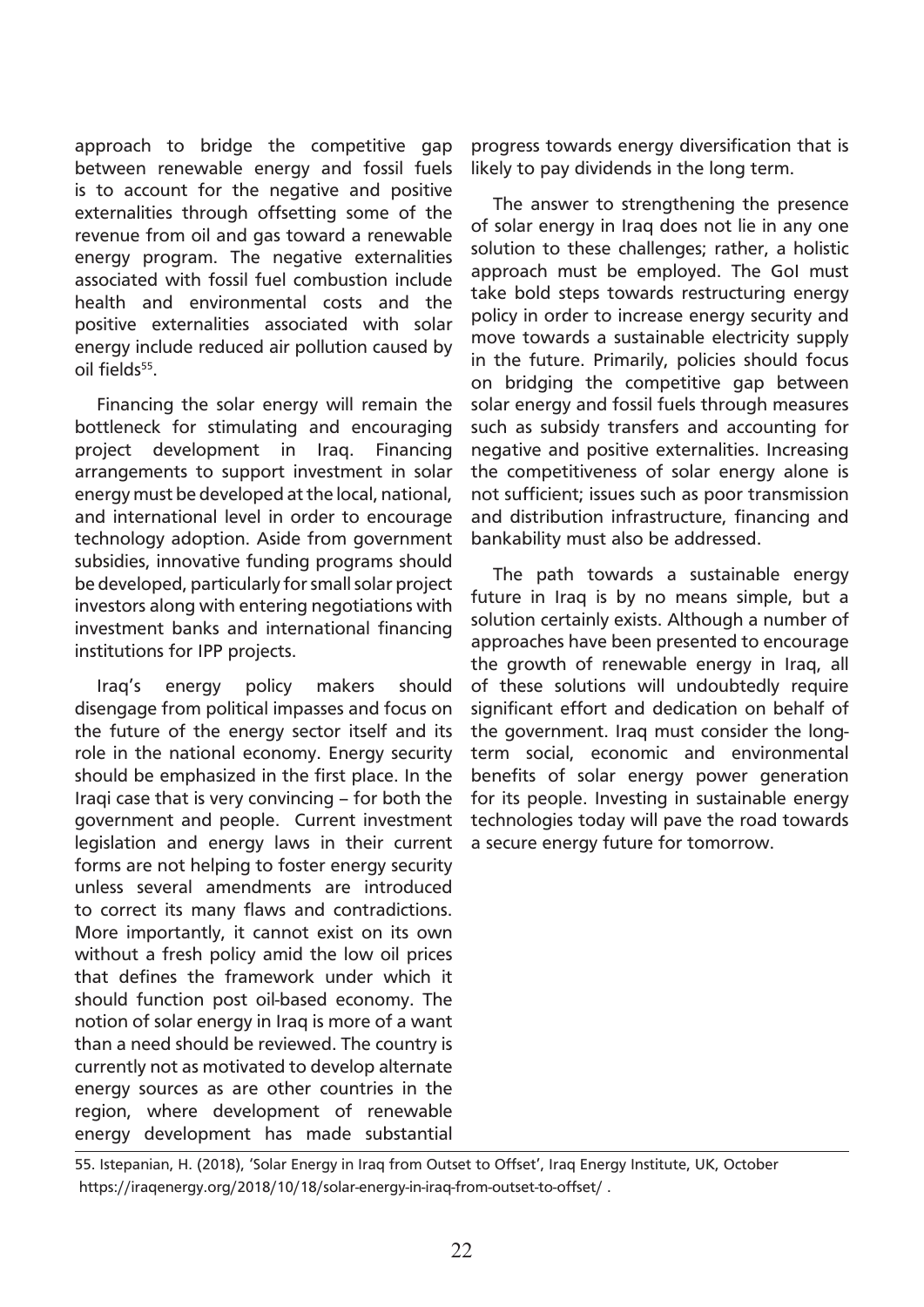approach to bridge the competitive gap between renewable energy and fossil fuels is to account for the negative and positive externalities through offsetting some of the revenue from oil and gas toward a renewable energy program. The negative externalities associated with fossil fuel combustion include health and environmental costs and the positive externalities associated with solar energy include reduced air pollution caused by oil fields[55].

Financing the solar energy will remain the bottleneck for stimulating and encouraging project development in Iraq. Financing arrangements to support investment in solar energy must be developed at the local, national, and international level in order to encourage technology adoption. Aside from government subsidies, innovative funding programs should be developed, particularly for small solar project investors along with entering negotiations with investment banks and international financing institutions for IPP projects.

Iraq's energy policy makers should disengage from political impasses and focus on the future of the energy sector itself and its role in the national economy. Energy security should be emphasized in the first place. In the Iraqi case that is very convincing – for both the government and people. Current investment legislation and energy laws in their current forms are not helping to foster energy security unless several amendments are introduced to correct its many flaws and contradictions. More importantly, it cannot exist on its own without a fresh policy amid the low oil prices that defines the framework under which it should function post oil-based economy. The notion of solar energy in Iraq is more of a want than a need should be reviewed. The country is currently not as motivated to develop alternate energy sources as are other countries in the region, where development of renewable energy development has made substantial progress towards energy diversification that is likely to pay dividends in the long term.

The answer to strengthening the presence of solar energy in Iraq does not lie in any one solution to these challenges; rather, a holistic approach must be employed. The GoI must take bold steps towards restructuring energy policy in order to increase energy security and move towards a sustainable electricity supply in the future. Primarily, policies should focus on bridging the competitive gap between solar energy and fossil fuels through measures such as subsidy transfers and accounting for negative and positive externalities. Increasing the competitiveness of solar energy alone is not sufficient; issues such as poor transmission and distribution infrastructure, financing and bankability must also be addressed.

The path towards a sustainable energy future in Iraq is by no means simple, but a solution certainly exists. Although a number of approaches have been presented to encourage the growth of renewable energy in Iraq, all of these solutions will undoubtedly require significant effort and dedication on behalf of the government. Iraq must consider the long-term social, economic and environmental benefits of solar energy power generation for its people. Investing in sustainable energy technologies today will pave the road towards a secure energy future for tomorrow.

---

55. Istepanian, H. (2018), 'Solar Energy in Iraq from Outset to Offset', Iraq Energy Institute, UK, October https://iraqenergy.org/2018/10/18/solar-energy-in-iraq-from-outset-to-offset/ .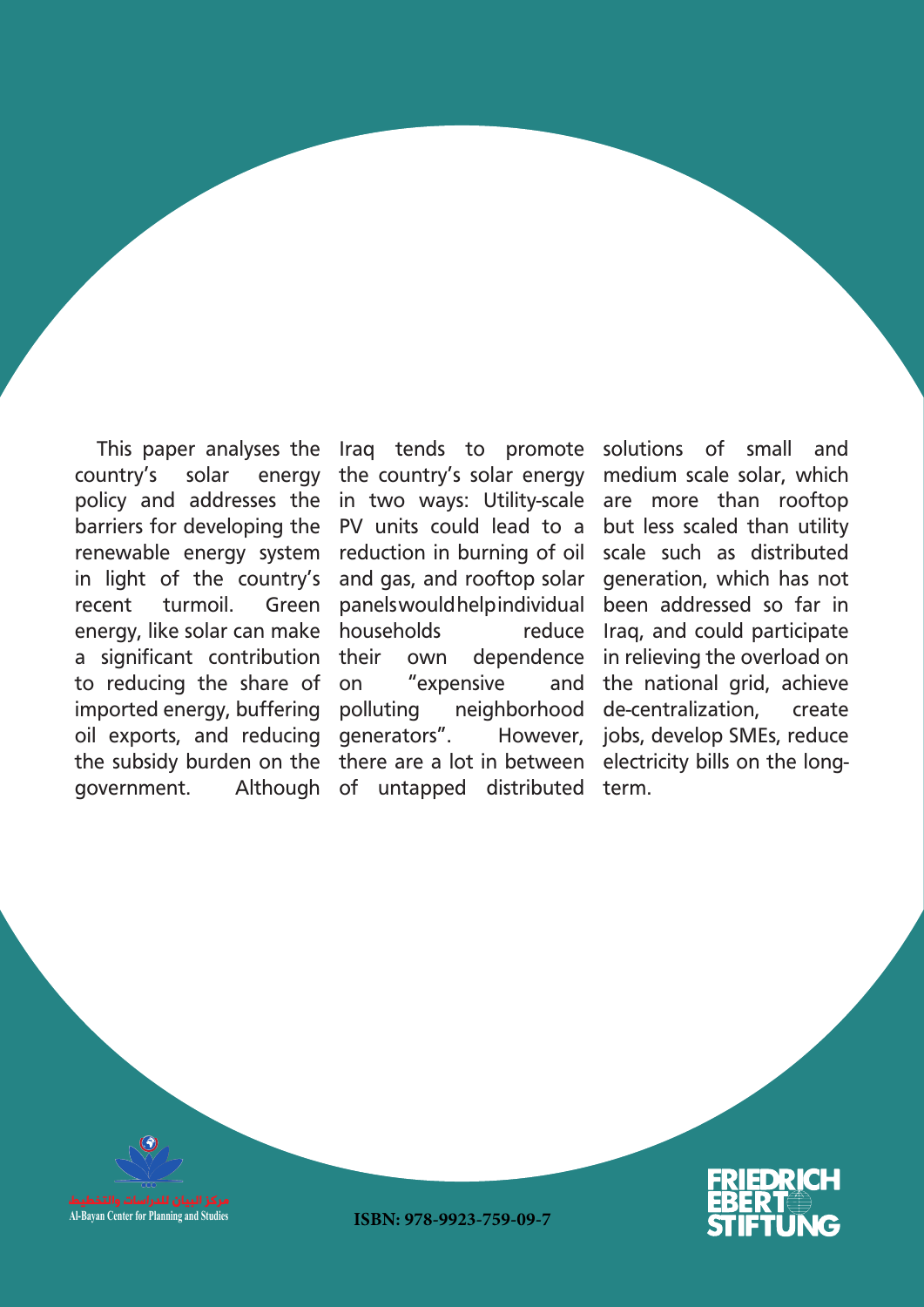This paper analyses the country's solar energy policy and addresses the barriers for developing the renewable energy system in light of the country's recent turmoil. Green energy, like solar can make a significant contribution to reducing the share of imported energy, buffering oil exports, and reducing the subsidy burden on the government. Although Iraq tends to promote the country's solar energy in two ways: Utility-scale PV units could lead to a reduction in burning of oil and gas, and rooftop solar panels would help individual households reduce their own dependence on "expensive and polluting neighborhood generators". However, there are a lot in between of untapped distributed solutions of small and medium scale solar, which are more than rooftop but less scaled than utility scale such as distributed generation, which has not been addressed so far in Iraq, and could participate in relieving the overload on the national grid, achieve de-centralization, create jobs, develop SMEs, reduce electricity bills on the long-term.

مركز البيان للدراسات والتخطيط
Al-Bayan Center for Planning and Studies

ISBN: 978-9923-759-09-7

FRIEDRICH EBERT STIFTUNG